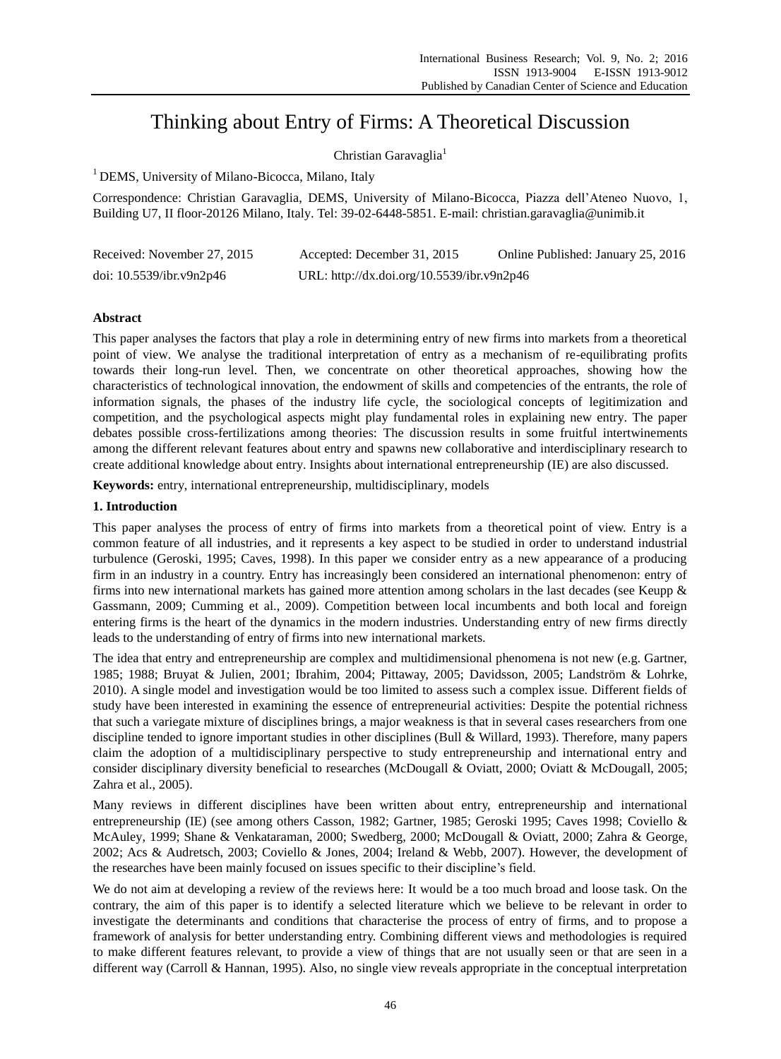# Thinking about Entry of Firms: A Theoretical Discussion

Christian Garavaglia[1]

[1] DEMS, University of Milano-Bicocca, Milano, Italy

Correspondence: Christian Garavaglia, DEMS, University of Milano-Bicocca, Piazza dell'Ateneo Nuovo, 1, Building U7, II floor-20126 Milano, Italy. Tel: 39-02-6448-5851. E-mail: christian.garavaglia@unimib.it

Received: November 27, 2015 Accepted: December 31, 2015 Online Published: January 25, 2016

doi: 10.5539/ibr.v9n2p46 URL: http://dx.doi.org/10.5539/ibr.v9n2p46

## Abstract

This paper analyses the factors that play a role in determining entry of new firms into markets from a theoretical point of view. We analyse the traditional interpretation of entry as a mechanism of re-equilibrating profits towards their long-run level. Then, we concentrate on other theoretical approaches, showing how the characteristics of technological innovation, the endowment of skills and competencies of the entrants, the role of information signals, the phases of the industry life cycle, the sociological concepts of legitimization and competition, and the psychological aspects might play fundamental roles in explaining new entry. The paper debates possible cross-fertilizations among theories: The discussion results in some fruitful intertwinements among the different relevant features about entry and spawns new collaborative and interdisciplinary research to create additional knowledge about entry. Insights about international entrepreneurship (IE) are also discussed.

**Keywords:** entry, international entrepreneurship, multidisciplinary, models

## 1. Introduction

This paper analyses the process of entry of firms into markets from a theoretical point of view. Entry is a common feature of all industries, and it represents a key aspect to be studied in order to understand industrial turbulence (Geroski, 1995; Caves, 1998). In this paper we consider entry as a new appearance of a producing firm in an industry in a country. Entry has increasingly been considered an international phenomenon: entry of firms into new international markets has gained more attention among scholars in the last decades (see Keupp & Gassmann, 2009; Cumming et al., 2009). Competition between local incumbents and both local and foreign entering firms is the heart of the dynamics in the modern industries. Understanding entry of new firms directly leads to the understanding of entry of firms into new international markets.

The idea that entry and entrepreneurship are complex and multidimensional phenomena is not new (e.g. Gartner, 1985; 1988; Bruyat & Julien, 2001; Ibrahim, 2004; Pittaway, 2005; Davidsson, 2005; Landström & Lohrke, 2010). A single model and investigation would be too limited to assess such a complex issue. Different fields of study have been interested in examining the essence of entrepreneurial activities: Despite the potential richness that such a variegate mixture of disciplines brings, a major weakness is that in several cases researchers from one discipline tended to ignore important studies in other disciplines (Bull & Willard, 1993). Therefore, many papers claim the adoption of a multidisciplinary perspective to study entrepreneurship and international entry and consider disciplinary diversity beneficial to researches (McDougall & Oviatt, 2000; Oviatt & McDougall, 2005; Zahra et al., 2005).

Many reviews in different disciplines have been written about entry, entrepreneurship and international entrepreneurship (IE) (see among others Casson, 1982; Gartner, 1985; Geroski 1995; Caves 1998; Coviello & McAuley, 1999; Shane & Venkataraman, 2000; Swedberg, 2000; McDougall & Oviatt, 2000; Zahra & George, 2002; Acs & Audretsch, 2003; Coviello & Jones, 2004; Ireland & Webb, 2007). However, the development of the researches have been mainly focused on issues specific to their discipline's field.

We do not aim at developing a review of the reviews here: It would be a too much broad and loose task. On the contrary, the aim of this paper is to identify a selected literature which we believe to be relevant in order to investigate the determinants and conditions that characterise the process of entry of firms, and to propose a framework of analysis for better understanding entry. Combining different views and methodologies is required to make different features relevant, to provide a view of things that are not usually seen or that are seen in a different way (Carroll & Hannan, 1995). Also, no single view reveals appropriate in the conceptual interpretation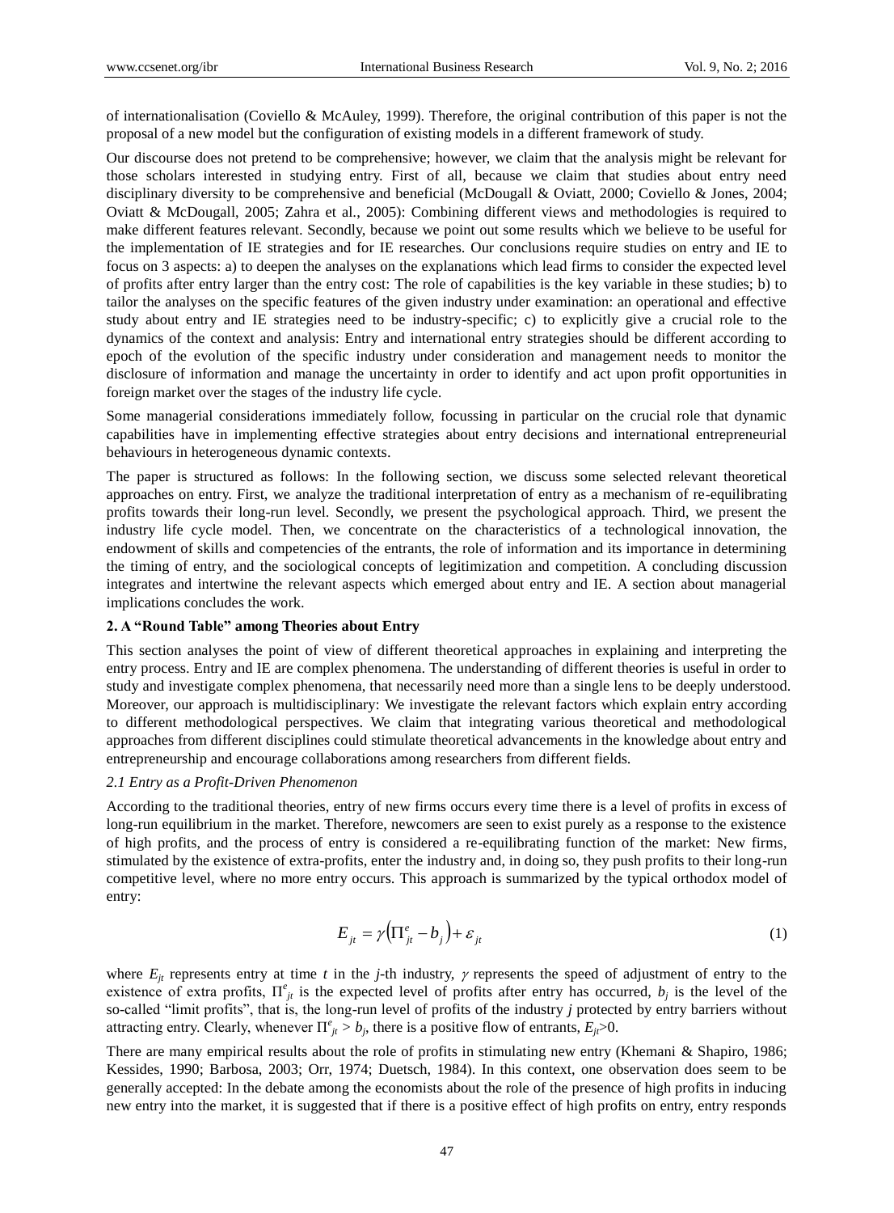of internationalisation (Coviello & McAuley, 1999). Therefore, the original contribution of this paper is not the proposal of a new model but the configuration of existing models in a different framework of study.

Our discourse does not pretend to be comprehensive; however, we claim that the analysis might be relevant for those scholars interested in studying entry. First of all, because we claim that studies about entry need disciplinary diversity to be comprehensive and beneficial (McDougall & Oviatt, 2000; Coviello & Jones, 2004; Oviatt & McDougall, 2005; Zahra et al., 2005): Combining different views and methodologies is required to make different features relevant. Secondly, because we point out some results which we believe to be useful for the implementation of IE strategies and for IE researches. Our conclusions require studies on entry and IE to focus on 3 aspects: a) to deepen the analyses on the explanations which lead firms to consider the expected level of profits after entry larger than the entry cost: The role of capabilities is the key variable in these studies; b) to tailor the analyses on the specific features of the given industry under examination: an operational and effective study about entry and IE strategies need to be industry-specific; c) to explicitly give a crucial role to the dynamics of the context and analysis: Entry and international entry strategies should be different according to epoch of the evolution of the specific industry under consideration and management needs to monitor the disclosure of information and manage the uncertainty in order to identify and act upon profit opportunities in foreign market over the stages of the industry life cycle.

Some managerial considerations immediately follow, focussing in particular on the crucial role that dynamic capabilities have in implementing effective strategies about entry decisions and international entrepreneurial behaviours in heterogeneous dynamic contexts.

The paper is structured as follows: In the following section, we discuss some selected relevant theoretical approaches on entry. First, we analyze the traditional interpretation of entry as a mechanism of re-equilibrating profits towards their long-run level. Secondly, we present the psychological approach. Third, we present the industry life cycle model. Then, we concentrate on the characteristics of a technological innovation, the endowment of skills and competencies of the entrants, the role of information and its importance in determining the timing of entry, and the sociological concepts of legitimization and competition. A concluding discussion integrates and intertwine the relevant aspects which emerged about entry and IE. A section about managerial implications concludes the work.

## 2. A "Round Table" among Theories about Entry

This section analyses the point of view of different theoretical approaches in explaining and interpreting the entry process. Entry and IE are complex phenomena. The understanding of different theories is useful in order to study and investigate complex phenomena, that necessarily need more than a single lens to be deeply understood. Moreover, our approach is multidisciplinary: We investigate the relevant factors which explain entry according to different methodological perspectives. We claim that integrating various theoretical and methodological approaches from different disciplines could stimulate theoretical advancements in the knowledge about entry and entrepreneurship and encourage collaborations among researchers from different fields.

### *2.1 Entry as a Profit-Driven Phenomenon*

According to the traditional theories, entry of new firms occurs every time there is a level of profits in excess of long-run equilibrium in the market. Therefore, newcomers are seen to exist purely as a response to the existence of high profits, and the process of entry is considered a re-equilibrating function of the market: New firms, stimulated by the existence of extra-profits, enter the industry and, in doing so, they push profits to their long-run competitive level, where no more entry occurs. This approach is summarized by the typical orthodox model of entry:

$$E_{jt} = \gamma\left(\Pi^{e}_{jt} - b_j\right) + \varepsilon_{jt} \tag{1}$$

where $E_{jt}$ represents entry at time $t$ in the $j$-th industry, $\gamma$ represents the speed of adjustment of entry to the existence of extra profits, $\Pi^{e}_{jt}$ is the expected level of profits after entry has occurred, $b_j$ is the level of the so-called "limit profits", that is, the long-run level of profits of the industry $j$ protected by entry barriers without attracting entry. Clearly, whenever $\Pi^{e}_{jt} > b_j$, there is a positive flow of entrants, $E_{jt}>0$.

There are many empirical results about the role of profits in stimulating new entry (Khemani & Shapiro, 1986; Kessides, 1990; Barbosa, 2003; Orr, 1974; Duetsch, 1984). In this context, one observation does seem to be generally accepted: In the debate among the economists about the role of the presence of high profits in inducing new entry into the market, it is suggested that if there is a positive effect of high profits on entry, entry responds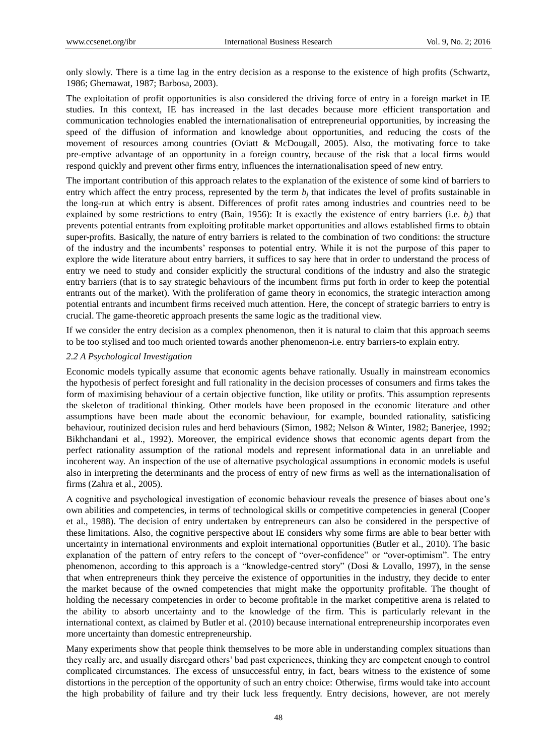only slowly. There is a time lag in the entry decision as a response to the existence of high profits (Schwartz, 1986; Ghemawat, 1987; Barbosa, 2003).

The exploitation of profit opportunities is also considered the driving force of entry in a foreign market in IE studies. In this context, IE has increased in the last decades because more efficient transportation and communication technologies enabled the internationalisation of entrepreneurial opportunities, by increasing the speed of the diffusion of information and knowledge about opportunities, and reducing the costs of the movement of resources among countries (Oviatt & McDougall, 2005). Also, the motivating force to take pre-emptive advantage of an opportunity in a foreign country, because of the risk that a local firms would respond quickly and prevent other firms entry, influences the internationalisation speed of new entry.

The important contribution of this approach relates to the explanation of the existence of some kind of barriers to entry which affect the entry process, represented by the term $b_j$ that indicates the level of profits sustainable in the long-run at which entry is absent. Differences of profit rates among industries and countries need to be explained by some restrictions to entry (Bain, 1956): It is exactly the existence of entry barriers (i.e. $b_j$) that prevents potential entrants from exploiting profitable market opportunities and allows established firms to obtain super-profits. Basically, the nature of entry barriers is related to the combination of two conditions: the structure of the industry and the incumbents' responses to potential entry. While it is not the purpose of this paper to explore the wide literature about entry barriers, it suffices to say here that in order to understand the process of entry we need to study and consider explicitly the structural conditions of the industry and also the strategic entry barriers (that is to say strategic behaviours of the incumbent firms put forth in order to keep the potential entrants out of the market). With the proliferation of game theory in economics, the strategic interaction among potential entrants and incumbent firms received much attention. Here, the concept of strategic barriers to entry is crucial. The game-theoretic approach presents the same logic as the traditional view.

If we consider the entry decision as a complex phenomenon, then it is natural to claim that this approach seems to be too stylised and too much oriented towards another phenomenon-i.e. entry barriers-to explain entry.

### *2.2 A Psychological Investigation*

Economic models typically assume that economic agents behave rationally. Usually in mainstream economics the hypothesis of perfect foresight and full rationality in the decision processes of consumers and firms takes the form of maximising behaviour of a certain objective function, like utility or profits. This assumption represents the skeleton of traditional thinking. Other models have been proposed in the economic literature and other assumptions have been made about the economic behaviour, for example, bounded rationality, satisficing behaviour, routinized decision rules and herd behaviours (Simon, 1982; Nelson & Winter, 1982; Banerjee, 1992; Bikhchandani et al., 1992). Moreover, the empirical evidence shows that economic agents depart from the perfect rationality assumption of the rational models and represent informational data in an unreliable and incoherent way. An inspection of the use of alternative psychological assumptions in economic models is useful also in interpreting the determinants and the process of entry of new firms as well as the internationalisation of firms (Zahra et al., 2005).

A cognitive and psychological investigation of economic behaviour reveals the presence of biases about one's own abilities and competencies, in terms of technological skills or competitive competencies in general (Cooper et al., 1988). The decision of entry undertaken by entrepreneurs can also be considered in the perspective of these limitations. Also, the cognitive perspective about IE considers why some firms are able to bear better with uncertainty in international environments and exploit international opportunities (Butler et al., 2010). The basic explanation of the pattern of entry refers to the concept of "over-confidence" or "over-optimism". The entry phenomenon, according to this approach is a "knowledge-centred story" (Dosi & Lovallo, 1997), in the sense that when entrepreneurs think they perceive the existence of opportunities in the industry, they decide to enter the market because of the owned competencies that might make the opportunity profitable. The thought of holding the necessary competencies in order to become profitable in the market competitive arena is related to the ability to absorb uncertainty and to the knowledge of the firm. This is particularly relevant in the international context, as claimed by Butler et al. (2010) because international entrepreneurship incorporates even more uncertainty than domestic entrepreneurship.

Many experiments show that people think themselves to be more able in understanding complex situations than they really are, and usually disregard others' bad past experiences, thinking they are competent enough to control complicated circumstances. The excess of unsuccessful entry, in fact, bears witness to the existence of some distortions in the perception of the opportunity of such an entry choice: Otherwise, firms would take into account the high probability of failure and try their luck less frequently. Entry decisions, however, are not merely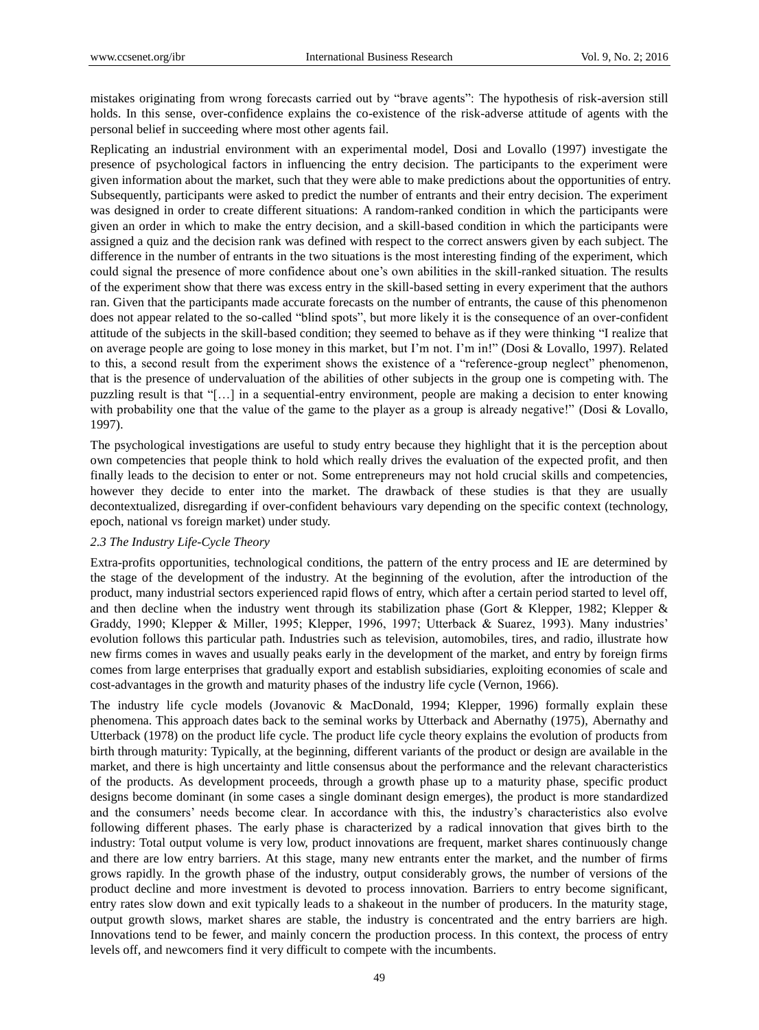mistakes originating from wrong forecasts carried out by "brave agents": The hypothesis of risk-aversion still holds. In this sense, over-confidence explains the co-existence of the risk-adverse attitude of agents with the personal belief in succeeding where most other agents fail.

Replicating an industrial environment with an experimental model, Dosi and Lovallo (1997) investigate the presence of psychological factors in influencing the entry decision. The participants to the experiment were given information about the market, such that they were able to make predictions about the opportunities of entry. Subsequently, participants were asked to predict the number of entrants and their entry decision. The experiment was designed in order to create different situations: A random-ranked condition in which the participants were given an order in which to make the entry decision, and a skill-based condition in which the participants were assigned a quiz and the decision rank was defined with respect to the correct answers given by each subject. The difference in the number of entrants in the two situations is the most interesting finding of the experiment, which could signal the presence of more confidence about one's own abilities in the skill-ranked situation. The results of the experiment show that there was excess entry in the skill-based setting in every experiment that the authors ran. Given that the participants made accurate forecasts on the number of entrants, the cause of this phenomenon does not appear related to the so-called "blind spots", but more likely it is the consequence of an over-confident attitude of the subjects in the skill-based condition; they seemed to behave as if they were thinking "I realize that on average people are going to lose money in this market, but I'm not. I'm in!" (Dosi & Lovallo, 1997). Related to this, a second result from the experiment shows the existence of a "reference-group neglect" phenomenon, that is the presence of undervaluation of the abilities of other subjects in the group one is competing with. The puzzling result is that "[…] in a sequential-entry environment, people are making a decision to enter knowing with probability one that the value of the game to the player as a group is already negative!" (Dosi & Lovallo, 1997).

The psychological investigations are useful to study entry because they highlight that it is the perception about own competencies that people think to hold which really drives the evaluation of the expected profit, and then finally leads to the decision to enter or not. Some entrepreneurs may not hold crucial skills and competencies, however they decide to enter into the market. The drawback of these studies is that they are usually decontextualized, disregarding if over-confident behaviours vary depending on the specific context (technology, epoch, national vs foreign market) under study.

### 2.3 The Industry Life-Cycle Theory

Extra-profits opportunities, technological conditions, the pattern of the entry process and IE are determined by the stage of the development of the industry. At the beginning of the evolution, after the introduction of the product, many industrial sectors experienced rapid flows of entry, which after a certain period started to level off, and then decline when the industry went through its stabilization phase (Gort & Klepper, 1982; Klepper & Graddy, 1990; Klepper & Miller, 1995; Klepper, 1996, 1997; Utterback & Suarez, 1993). Many industries' evolution follows this particular path. Industries such as television, automobiles, tires, and radio, illustrate how new firms comes in waves and usually peaks early in the development of the market, and entry by foreign firms comes from large enterprises that gradually export and establish subsidiaries, exploiting economies of scale and cost-advantages in the growth and maturity phases of the industry life cycle (Vernon, 1966).

The industry life cycle models (Jovanovic & MacDonald, 1994; Klepper, 1996) formally explain these phenomena. This approach dates back to the seminal works by Utterback and Abernathy (1975), Abernathy and Utterback (1978) on the product life cycle. The product life cycle theory explains the evolution of products from birth through maturity: Typically, at the beginning, different variants of the product or design are available in the market, and there is high uncertainty and little consensus about the performance and the relevant characteristics of the products. As development proceeds, through a growth phase up to a maturity phase, specific product designs become dominant (in some cases a single dominant design emerges), the product is more standardized and the consumers' needs become clear. In accordance with this, the industry's characteristics also evolve following different phases. The early phase is characterized by a radical innovation that gives birth to the industry: Total output volume is very low, product innovations are frequent, market shares continuously change and there are low entry barriers. At this stage, many new entrants enter the market, and the number of firms grows rapidly. In the growth phase of the industry, output considerably grows, the number of versions of the product decline and more investment is devoted to process innovation. Barriers to entry become significant, entry rates slow down and exit typically leads to a shakeout in the number of producers. In the maturity stage, output growth slows, market shares are stable, the industry is concentrated and the entry barriers are high. Innovations tend to be fewer, and mainly concern the production process. In this context, the process of entry levels off, and newcomers find it very difficult to compete with the incumbents.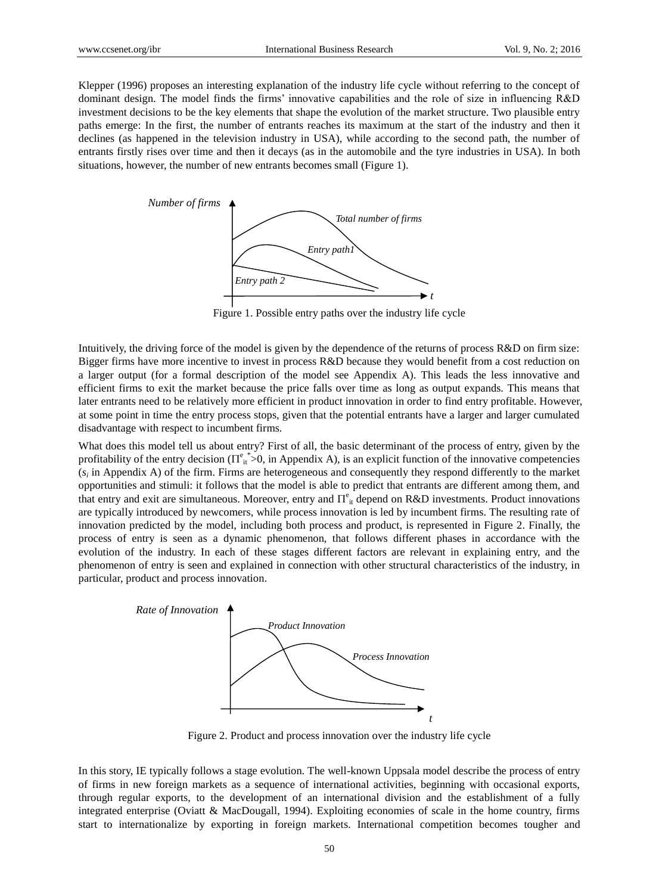Klepper (1996) proposes an interesting explanation of the industry life cycle without referring to the concept of dominant design. The model finds the firms' innovative capabilities and the role of size in influencing R&D investment decisions to be the key elements that shape the evolution of the market structure. Two plausible entry paths emerge: In the first, the number of entrants reaches its maximum at the start of the industry and then it declines (as happened in the television industry in USA), while according to the second path, the number of entrants firstly rises over time and then it decays (as in the automobile and the tyre industries in USA). In both situations, however, the number of new entrants becomes small (Figure 1).

Number of firms

Total number of firms

Entry path1

Entry path 2

t

Figure 1. Possible entry paths over the industry life cycle

Intuitively, the driving force of the model is given by the dependence of the returns of process R&D on firm size: Bigger firms have more incentive to invest in process R&D because they would benefit from a cost reduction on a larger output (for a formal description of the model see Appendix A). This leads the less innovative and efficient firms to exit the market because the price falls over time as long as output expands. This means that later entrants need to be relatively more efficient in product innovation in order to find entry profitable. However, at some point in time the entry process stops, given that the potential entrants have a larger and larger cumulated disadvantage with respect to incumbent firms.

What does this model tell us about entry? First of all, the basic determinant of the process of entry, given by the profitability of the entry decision ($\Pi^{e*}_{it}>0$, in Appendix A), is an explicit function of the innovative competencies ($s_i$ in Appendix A) of the firm. Firms are heterogeneous and consequently they respond differently to the market opportunities and stimuli: it follows that the model is able to predict that entrants are different among them, and that entry and exit are simultaneous. Moreover, entry and $\Pi^{e}_{it}$ depend on R&D investments. Product innovations are typically introduced by newcomers, while process innovation is led by incumbent firms. The resulting rate of innovation predicted by the model, including both process and product, is represented in Figure 2. Finally, the process of entry is seen as a dynamic phenomenon, that follows different phases in accordance with the evolution of the industry. In each of these stages different factors are relevant in explaining entry, and the phenomenon of entry is seen and explained in connection with other structural characteristics of the industry, in particular, product and process innovation.

Rate of Innovation

Product Innovation

Process Innovation

t

Figure 2. Product and process innovation over the industry life cycle

In this story, IE typically follows a stage evolution. The well-known Uppsala model describe the process of entry of firms in new foreign markets as a sequence of international activities, beginning with occasional exports, through regular exports, to the development of an international division and the establishment of a fully integrated enterprise (Oviatt & MacDougall, 1994). Exploiting economies of scale in the home country, firms start to internationalize by exporting in foreign markets. International competition becomes tougher and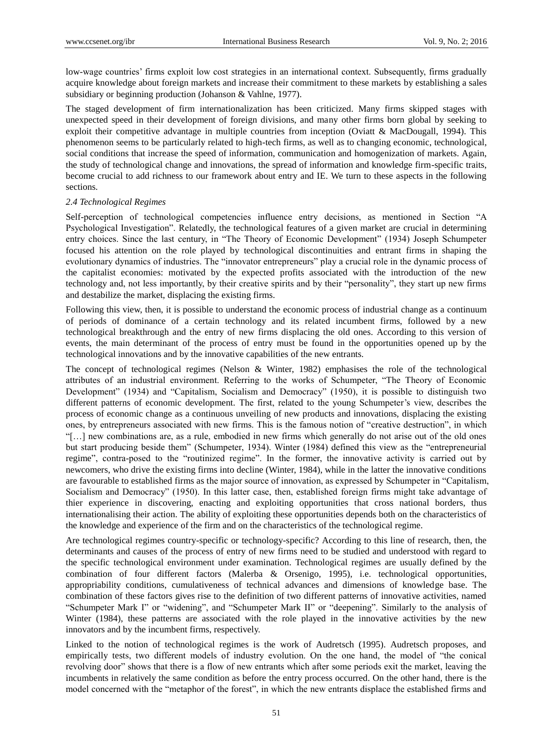low-wage countries' firms exploit low cost strategies in an international context. Subsequently, firms gradually acquire knowledge about foreign markets and increase their commitment to these markets by establishing a sales subsidiary or beginning production (Johanson & Vahlne, 1977).

The staged development of firm internationalization has been criticized. Many firms skipped stages with unexpected speed in their development of foreign divisions, and many other firms born global by seeking to exploit their competitive advantage in multiple countries from inception (Oviatt & MacDougall, 1994). This phenomenon seems to be particularly related to high-tech firms, as well as to changing economic, technological, social conditions that increase the speed of information, communication and homogenization of markets. Again, the study of technological change and innovations, the spread of information and knowledge firm-specific traits, become crucial to add richness to our framework about entry and IE. We turn to these aspects in the following sections.

### *2.4 Technological Regimes*

Self-perception of technological competencies influence entry decisions, as mentioned in Section "A Psychological Investigation". Relatedly, the technological features of a given market are crucial in determining entry choices. Since the last century, in "The Theory of Economic Development" (1934) Joseph Schumpeter focused his attention on the role played by technological discontinuities and entrant firms in shaping the evolutionary dynamics of industries. The "innovator entrepreneurs" play a crucial role in the dynamic process of the capitalist economies: motivated by the expected profits associated with the introduction of the new technology and, not less importantly, by their creative spirits and by their "personality", they start up new firms and destabilize the market, displacing the existing firms.

Following this view, then, it is possible to understand the economic process of industrial change as a continuum of periods of dominance of a certain technology and its related incumbent firms, followed by a new technological breakthrough and the entry of new firms displacing the old ones. According to this version of events, the main determinant of the process of entry must be found in the opportunities opened up by the technological innovations and by the innovative capabilities of the new entrants.

The concept of technological regimes (Nelson & Winter, 1982) emphasises the role of the technological attributes of an industrial environment. Referring to the works of Schumpeter, "The Theory of Economic Development" (1934) and "Capitalism, Socialism and Democracy" (1950), it is possible to distinguish two different patterns of economic development. The first, related to the young Schumpeter's view, describes the process of economic change as a continuous unveiling of new products and innovations, displacing the existing ones, by entrepreneurs associated with new firms. This is the famous notion of "creative destruction", in which "[…] new combinations are, as a rule, embodied in new firms which generally do not arise out of the old ones but start producing beside them" (Schumpeter, 1934). Winter (1984) defined this view as the "entrepreneurial regime", contra-posed to the "routinized regime". In the former, the innovative activity is carried out by newcomers, who drive the existing firms into decline (Winter, 1984), while in the latter the innovative conditions are favourable to established firms as the major source of innovation, as expressed by Schumpeter in "Capitalism, Socialism and Democracy" (1950). In this latter case, then, established foreign firms might take advantage of thier experience in discovering, enacting and exploiting opportunities that cross national borders, thus internationalising their action. The ability of exploiting these opportunities depends both on the characteristics of the knowledge and experience of the firm and on the characteristics of the technological regime.

Are technological regimes country-specific or technology-specific? According to this line of research, then, the determinants and causes of the process of entry of new firms need to be studied and understood with regard to the specific technological environment under examination. Technological regimes are usually defined by the combination of four different factors (Malerba & Orsenigo, 1995), i.e. technological opportunities, appropriability conditions, cumulativeness of technical advances and dimensions of knowledge base. The combination of these factors gives rise to the definition of two different patterns of innovative activities, named "Schumpeter Mark I" or "widening", and "Schumpeter Mark II" or "deepening". Similarly to the analysis of Winter (1984), these patterns are associated with the role played in the innovative activities by the new innovators and by the incumbent firms, respectively.

Linked to the notion of technological regimes is the work of Audretsch (1995). Audretsch proposes, and empirically tests, two different models of industry evolution. On the one hand, the model of "the conical revolving door" shows that there is a flow of new entrants which after some periods exit the market, leaving the incumbents in relatively the same condition as before the entry process occurred. On the other hand, there is the model concerned with the "metaphor of the forest", in which the new entrants displace the established firms and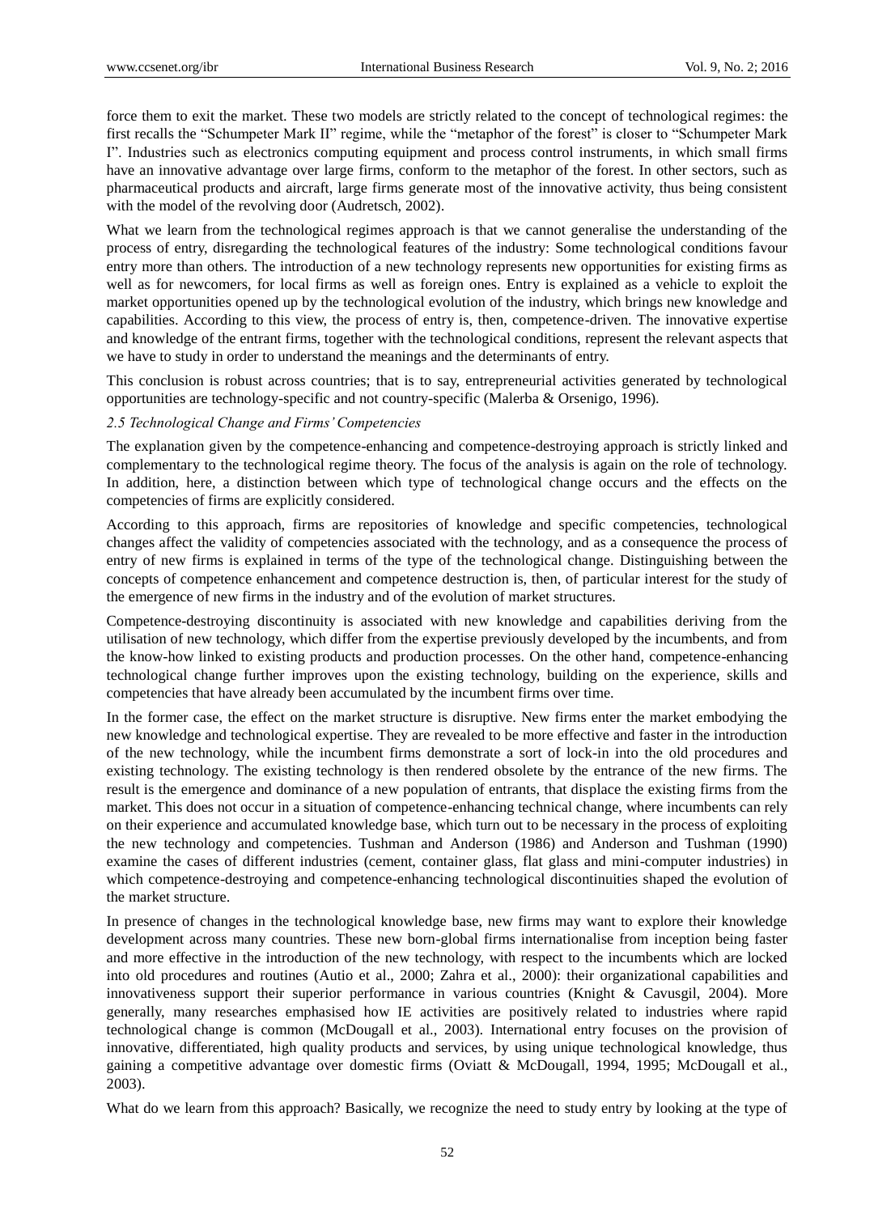force them to exit the market. These two models are strictly related to the concept of technological regimes: the first recalls the "Schumpeter Mark II" regime, while the "metaphor of the forest" is closer to "Schumpeter Mark I". Industries such as electronics computing equipment and process control instruments, in which small firms have an innovative advantage over large firms, conform to the metaphor of the forest. In other sectors, such as pharmaceutical products and aircraft, large firms generate most of the innovative activity, thus being consistent with the model of the revolving door (Audretsch, 2002).

What we learn from the technological regimes approach is that we cannot generalise the understanding of the process of entry, disregarding the technological features of the industry: Some technological conditions favour entry more than others. The introduction of a new technology represents new opportunities for existing firms as well as for newcomers, for local firms as well as foreign ones. Entry is explained as a vehicle to exploit the market opportunities opened up by the technological evolution of the industry, which brings new knowledge and capabilities. According to this view, the process of entry is, then, competence-driven. The innovative expertise and knowledge of the entrant firms, together with the technological conditions, represent the relevant aspects that we have to study in order to understand the meanings and the determinants of entry.

This conclusion is robust across countries; that is to say, entrepreneurial activities generated by technological opportunities are technology-specific and not country-specific (Malerba & Orsenigo, 1996).

### *2.5 Technological Change and Firms' Competencies*

The explanation given by the competence-enhancing and competence-destroying approach is strictly linked and complementary to the technological regime theory. The focus of the analysis is again on the role of technology. In addition, here, a distinction between which type of technological change occurs and the effects on the competencies of firms are explicitly considered.

According to this approach, firms are repositories of knowledge and specific competencies, technological changes affect the validity of competencies associated with the technology, and as a consequence the process of entry of new firms is explained in terms of the type of the technological change. Distinguishing between the concepts of competence enhancement and competence destruction is, then, of particular interest for the study of the emergence of new firms in the industry and of the evolution of market structures.

Competence-destroying discontinuity is associated with new knowledge and capabilities deriving from the utilisation of new technology, which differ from the expertise previously developed by the incumbents, and from the know-how linked to existing products and production processes. On the other hand, competence-enhancing technological change further improves upon the existing technology, building on the experience, skills and competencies that have already been accumulated by the incumbent firms over time.

In the former case, the effect on the market structure is disruptive. New firms enter the market embodying the new knowledge and technological expertise. They are revealed to be more effective and faster in the introduction of the new technology, while the incumbent firms demonstrate a sort of lock-in into the old procedures and existing technology. The existing technology is then rendered obsolete by the entrance of the new firms. The result is the emergence and dominance of a new population of entrants, that displace the existing firms from the market. This does not occur in a situation of competence-enhancing technical change, where incumbents can rely on their experience and accumulated knowledge base, which turn out to be necessary in the process of exploiting the new technology and competencies. Tushman and Anderson (1986) and Anderson and Tushman (1990) examine the cases of different industries (cement, container glass, flat glass and mini-computer industries) in which competence-destroying and competence-enhancing technological discontinuities shaped the evolution of the market structure.

In presence of changes in the technological knowledge base, new firms may want to explore their knowledge development across many countries. These new born-global firms internationalise from inception being faster and more effective in the introduction of the new technology, with respect to the incumbents which are locked into old procedures and routines (Autio et al., 2000; Zahra et al., 2000): their organizational capabilities and innovativeness support their superior performance in various countries (Knight & Cavusgil, 2004). More generally, many researches emphasised how IE activities are positively related to industries where rapid technological change is common (McDougall et al., 2003). International entry focuses on the provision of innovative, differentiated, high quality products and services, by using unique technological knowledge, thus gaining a competitive advantage over domestic firms (Oviatt & McDougall, 1994, 1995; McDougall et al., 2003).

What do we learn from this approach? Basically, we recognize the need to study entry by looking at the type of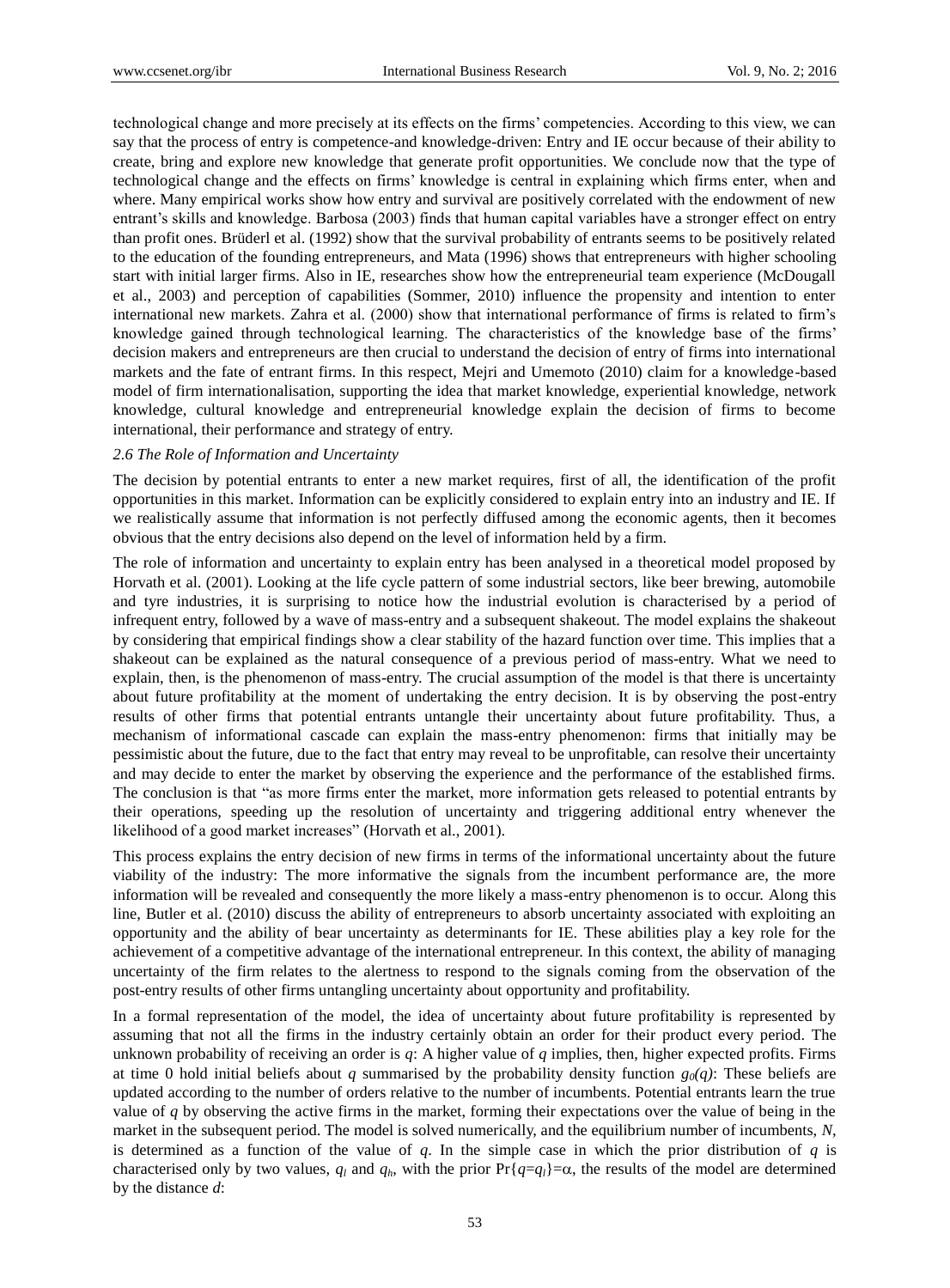technological change and more precisely at its effects on the firms' competencies. According to this view, we can say that the process of entry is competence-and knowledge-driven: Entry and IE occur because of their ability to create, bring and explore new knowledge that generate profit opportunities. We conclude now that the type of technological change and the effects on firms' knowledge is central in explaining which firms enter, when and where. Many empirical works show how entry and survival are positively correlated with the endowment of new entrant's skills and knowledge. Barbosa (2003) finds that human capital variables have a stronger effect on entry than profit ones. Brüderl et al. (1992) show that the survival probability of entrants seems to be positively related to the education of the founding entrepreneurs, and Mata (1996) shows that entrepreneurs with higher schooling start with initial larger firms. Also in IE, researches show how the entrepreneurial team experience (McDougall et al., 2003) and perception of capabilities (Sommer, 2010) influence the propensity and intention to enter international new markets. Zahra et al. (2000) show that international performance of firms is related to firm's knowledge gained through technological learning. The characteristics of the knowledge base of the firms' decision makers and entrepreneurs are then crucial to understand the decision of entry of firms into international markets and the fate of entrant firms. In this respect, Mejri and Umemoto (2010) claim for a knowledge-based model of firm internationalisation, supporting the idea that market knowledge, experiential knowledge, network knowledge, cultural knowledge and entrepreneurial knowledge explain the decision of firms to become international, their performance and strategy of entry.

### *2.6 The Role of Information and Uncertainty*

The decision by potential entrants to enter a new market requires, first of all, the identification of the profit opportunities in this market. Information can be explicitly considered to explain entry into an industry and IE. If we realistically assume that information is not perfectly diffused among the economic agents, then it becomes obvious that the entry decisions also depend on the level of information held by a firm.

The role of information and uncertainty to explain entry has been analysed in a theoretical model proposed by Horvath et al. (2001). Looking at the life cycle pattern of some industrial sectors, like beer brewing, automobile and tyre industries, it is surprising to notice how the industrial evolution is characterised by a period of infrequent entry, followed by a wave of mass-entry and a subsequent shakeout. The model explains the shakeout by considering that empirical findings show a clear stability of the hazard function over time. This implies that a shakeout can be explained as the natural consequence of a previous period of mass-entry. What we need to explain, then, is the phenomenon of mass-entry. The crucial assumption of the model is that there is uncertainty about future profitability at the moment of undertaking the entry decision. It is by observing the post-entry results of other firms that potential entrants untangle their uncertainty about future profitability. Thus, a mechanism of informational cascade can explain the mass-entry phenomenon: firms that initially may be pessimistic about the future, due to the fact that entry may reveal to be unprofitable, can resolve their uncertainty and may decide to enter the market by observing the experience and the performance of the established firms. The conclusion is that "as more firms enter the market, more information gets released to potential entrants by their operations, speeding up the resolution of uncertainty and triggering additional entry whenever the likelihood of a good market increases" (Horvath et al., 2001).

This process explains the entry decision of new firms in terms of the informational uncertainty about the future viability of the industry: The more informative the signals from the incumbent performance are, the more information will be revealed and consequently the more likely a mass-entry phenomenon is to occur. Along this line, Butler et al. (2010) discuss the ability of entrepreneurs to absorb uncertainty associated with exploiting an opportunity and the ability of bear uncertainty as determinants for IE. These abilities play a key role for the achievement of a competitive advantage of the international entrepreneur. In this context, the ability of managing uncertainty of the firm relates to the alertness to respond to the signals coming from the observation of the post-entry results of other firms untangling uncertainty about opportunity and profitability.

In a formal representation of the model, the idea of uncertainty about future profitability is represented by assuming that not all the firms in the industry certainly obtain an order for their product every period. The unknown probability of receiving an order is $q$: A higher value of $q$ implies, then, higher expected profits. Firms at time 0 hold initial beliefs about $q$ summarised by the probability density function $g_0(q)$: These beliefs are updated according to the number of orders relative to the number of incumbents. Potential entrants learn the true value of $q$ by observing the active firms in the market, forming their expectations over the value of being in the market in the subsequent period. The model is solved numerically, and the equilibrium number of incumbents, $N$, is determined as a function of the value of $q$. In the simple case in which the prior distribution of $q$ is characterised only by two values, $q_l$ and $q_h$, with the prior $\Pr\{q=q_l\}=\alpha$, the results of the model are determined by the distance $d$: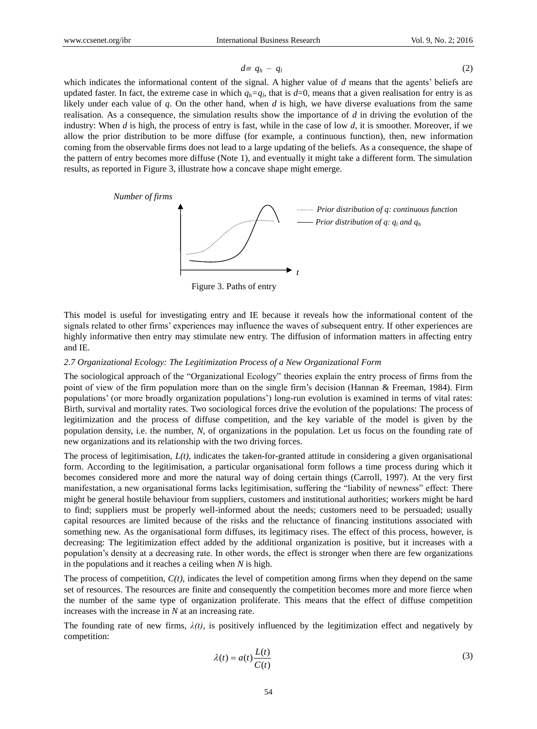$$d \equiv q_h - q_l \tag{2}$$

which indicates the informational content of the signal. A higher value of $d$ means that the agents' beliefs are updated faster. In fact, the extreme case in which $q_h = q_l$, that is $d$=0, means that a given realisation for entry is as likely under each value of $q$. On the other hand, when $d$ is high, we have diverse evaluations from the same realisation. As a consequence, the simulation results show the importance of $d$ in driving the evolution of the industry: When $d$ is high, the process of entry is fast, while in the case of low $d$, it is smoother. Moreover, if we allow the prior distribution to be more diffuse (for example, a continuous function), then, new information coming from the observable firms does not lead to a large updating of the beliefs. As a consequence, the shape of the pattern of entry becomes more diffuse (Note 1), and eventually it might take a different form. The simulation results, as reported in Figure 3, illustrate how a concave shape might emerge.

*Number of firms*

*Prior distribution of q: continuous function*

*Prior distribution of q: $q_l$ and $q_h$*

*t*

Figure 3. Paths of entry

This model is useful for investigating entry and IE because it reveals how the informational content of the signals related to other firms' experiences may influence the waves of subsequent entry. If other experiences are highly informative then entry may stimulate new entry. The diffusion of information matters in affecting entry and IE.

### *2.7 Organizational Ecology: The Legitimization Process of a New Organizational Form*

The sociological approach of the "Organizational Ecology" theories explain the entry process of firms from the point of view of the firm population more than on the single firm's decision (Hannan & Freeman, 1984). Firm populations' (or more broadly organization populations') long-run evolution is examined in terms of vital rates: Birth, survival and mortality rates. Two sociological forces drive the evolution of the populations: The process of legitimization and the process of diffuse competition, and the key variable of the model is given by the population density, i.e. the number, $N$, of organizations in the population. Let us focus on the founding rate of new organizations and its relationship with the two driving forces.

The process of legitimisation, $L(t)$, indicates the taken-for-granted attitude in considering a given organisational form. According to the legitimisation, a particular organisational form follows a time process during which it becomes considered more and more the natural way of doing certain things (Carroll, 1997). At the very first manifestation, a new organisational forms lacks legitimisation, suffering the "liability of newness" effect: There might be general hostile behaviour from suppliers, customers and institutional authorities; workers might be hard to find; suppliers must be properly well-informed about the needs; customers need to be persuaded; usually capital resources are limited because of the risks and the reluctance of financing institutions associated with something new. As the organisational form diffuses, its legitimacy rises. The effect of this process, however, is decreasing: The legitimization effect added by the additional organization is positive, but it increases with a population's density at a decreasing rate. In other words, the effect is stronger when there are few organizations in the populations and it reaches a ceiling when $N$ is high.

The process of competition, $C(t)$, indicates the level of competition among firms when they depend on the same set of resources. The resources are finite and consequently the competition becomes more and more fierce when the number of the same type of organization proliferate. This means that the effect of diffuse competition increases with the increase in $N$ at an increasing rate.

The founding rate of new firms, $\lambda(t)$, is positively influenced by the legitimization effect and negatively by competition:

$$\lambda(t) = a(t)\frac{L(t)}{C(t)} \tag{3}$$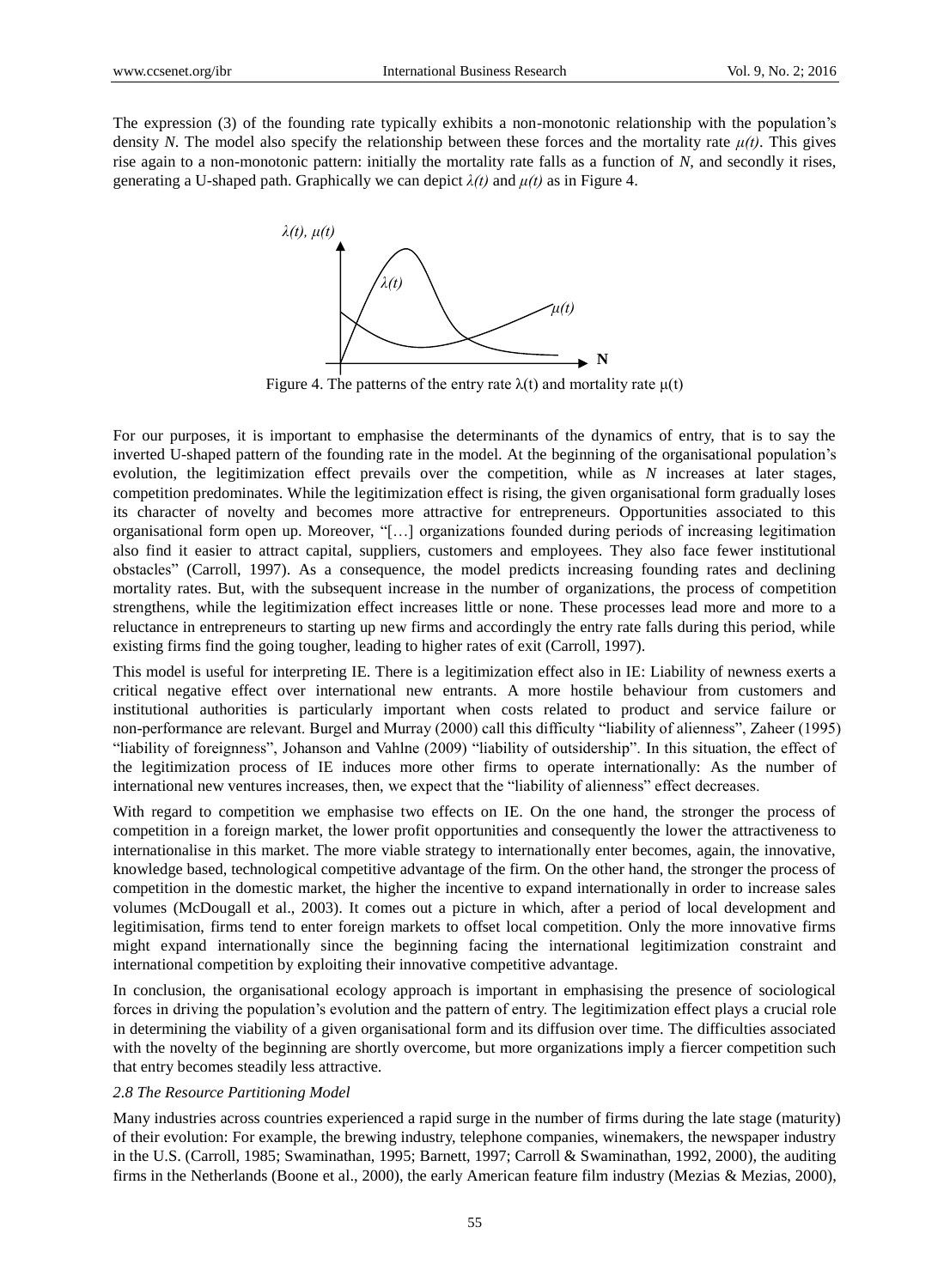The expression (3) of the founding rate typically exhibits a non-monotonic relationship with the population's density $N$. The model also specify the relationship between these forces and the mortality rate $\mu(t)$. This gives rise again to a non-monotonic pattern: initially the mortality rate falls as a function of $N$, and secondly it rises, generating a U-shaped path. Graphically we can depict $\lambda(t)$ and $\mu(t)$ as in Figure 4.

$\lambda(t)$, $\mu(t)$

$\lambda(t)$

$\mu(t)$

N

Figure 4. The patterns of the entry rate λ(t) and mortality rate μ(t)

For our purposes, it is important to emphasise the determinants of the dynamics of entry, that is to say the inverted U-shaped pattern of the founding rate in the model. At the beginning of the organisational population's evolution, the legitimization effect prevails over the competition, while as $N$ increases at later stages, competition predominates. While the legitimization effect is rising, the given organisational form gradually loses its character of novelty and becomes more attractive for entrepreneurs. Opportunities associated to this organisational form open up. Moreover, "[…] organizations founded during periods of increasing legitimation also find it easier to attract capital, suppliers, customers and employees. They also face fewer institutional obstacles" (Carroll, 1997). As a consequence, the model predicts increasing founding rates and declining mortality rates. But, with the subsequent increase in the number of organizations, the process of competition strengthens, while the legitimization effect increases little or none. These processes lead more and more to a reluctance in entrepreneurs to starting up new firms and accordingly the entry rate falls during this period, while existing firms find the going tougher, leading to higher rates of exit (Carroll, 1997).

This model is useful for interpreting IE. There is a legitimization effect also in IE: Liability of newness exerts a critical negative effect over international new entrants. A more hostile behaviour from customers and institutional authorities is particularly important when costs related to product and service failure or non-performance are relevant. Burgel and Murray (2000) call this difficulty "liability of alienness", Zaheer (1995) "liability of foreignness", Johanson and Vahlne (2009) "liability of outsidership". In this situation, the effect of the legitimization process of IE induces more other firms to operate internationally: As the number of international new ventures increases, then, we expect that the "liability of alienness" effect decreases.

With regard to competition we emphasise two effects on IE. On the one hand, the stronger the process of competition in a foreign market, the lower profit opportunities and consequently the lower the attractiveness to internationalise in this market. The more viable strategy to internationally enter becomes, again, the innovative, knowledge based, technological competitive advantage of the firm. On the other hand, the stronger the process of competition in the domestic market, the higher the incentive to expand internationally in order to increase sales volumes (McDougall et al., 2003). It comes out a picture in which, after a period of local development and legitimisation, firms tend to enter foreign markets to offset local competition. Only the more innovative firms might expand internationally since the beginning facing the international legitimization constraint and international competition by exploiting their innovative competitive advantage.

In conclusion, the organisational ecology approach is important in emphasising the presence of sociological forces in driving the population's evolution and the pattern of entry. The legitimization effect plays a crucial role in determining the viability of a given organisational form and its diffusion over time. The difficulties associated with the novelty of the beginning are shortly overcome, but more organizations imply a fiercer competition such that entry becomes steadily less attractive.

### *2.8 The Resource Partitioning Model*

Many industries across countries experienced a rapid surge in the number of firms during the late stage (maturity) of their evolution: For example, the brewing industry, telephone companies, winemakers, the newspaper industry in the U.S. (Carroll, 1985; Swaminathan, 1995; Barnett, 1997; Carroll & Swaminathan, 1992, 2000), the auditing firms in the Netherlands (Boone et al., 2000), the early American feature film industry (Mezias & Mezias, 2000),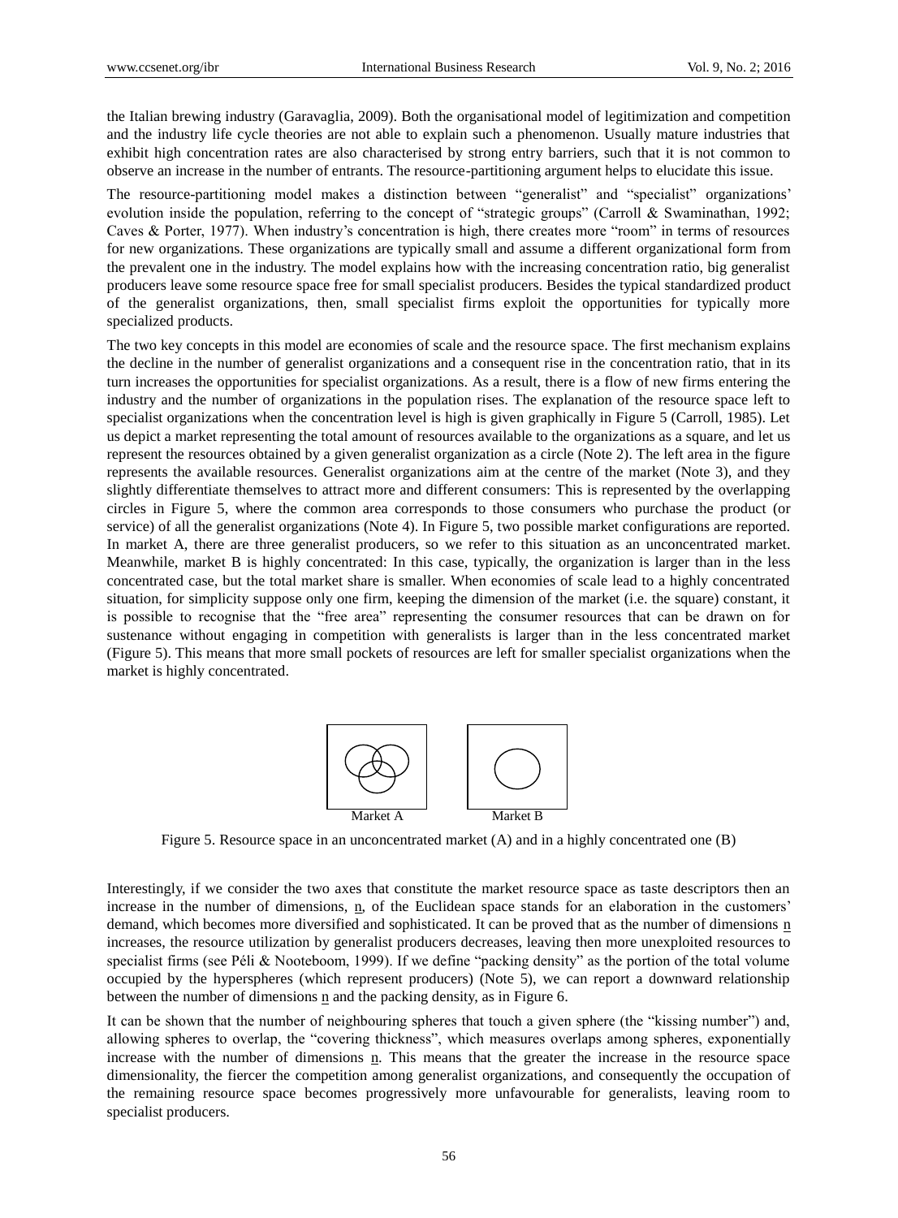the Italian brewing industry (Garavaglia, 2009). Both the organisational model of legitimization and competition and the industry life cycle theories are not able to explain such a phenomenon. Usually mature industries that exhibit high concentration rates are also characterised by strong entry barriers, such that it is not common to observe an increase in the number of entrants. The resource-partitioning argument helps to elucidate this issue.

The resource-partitioning model makes a distinction between "generalist" and "specialist" organizations' evolution inside the population, referring to the concept of "strategic groups" (Carroll & Swaminathan, 1992; Caves & Porter, 1977). When industry's concentration is high, there creates more "room" in terms of resources for new organizations. These organizations are typically small and assume a different organizational form from the prevalent one in the industry. The model explains how with the increasing concentration ratio, big generalist producers leave some resource space free for small specialist producers. Besides the typical standardized product of the generalist organizations, then, small specialist firms exploit the opportunities for typically more specialized products.

The two key concepts in this model are economies of scale and the resource space. The first mechanism explains the decline in the number of generalist organizations and a consequent rise in the concentration ratio, that in its turn increases the opportunities for specialist organizations. As a result, there is a flow of new firms entering the industry and the number of organizations in the population rises. The explanation of the resource space left to specialist organizations when the concentration level is high is given graphically in Figure 5 (Carroll, 1985). Let us depict a market representing the total amount of resources available to the organizations as a square, and let us represent the resources obtained by a given generalist organization as a circle (Note 2). The left area in the figure represents the available resources. Generalist organizations aim at the centre of the market (Note 3), and they slightly differentiate themselves to attract more and different consumers: This is represented by the overlapping circles in Figure 5, where the common area corresponds to those consumers who purchase the product (or service) of all the generalist organizations (Note 4). In Figure 5, two possible market configurations are reported. In market A, there are three generalist producers, so we refer to this situation as an unconcentrated market. Meanwhile, market B is highly concentrated: In this case, typically, the organization is larger than in the less concentrated case, but the total market share is smaller. When economies of scale lead to a highly concentrated situation, for simplicity suppose only one firm, keeping the dimension of the market (i.e. the square) constant, it is possible to recognise that the "free area" representing the consumer resources that can be drawn on for sustenance without engaging in competition with generalists is larger than in the less concentrated market (Figure 5). This means that more small pockets of resources are left for smaller specialist organizations when the market is highly concentrated.

Market A

Market B

Figure 5. Resource space in an unconcentrated market (A) and in a highly concentrated one (B)

Interestingly, if we consider the two axes that constitute the market resource space as taste descriptors then an increase in the number of dimensions, $n$, of the Euclidean space stands for an elaboration in the customers' demand, which becomes more diversified and sophisticated. It can be proved that as the number of dimensions $n$ increases, the resource utilization by generalist producers decreases, leaving then more unexploited resources to specialist firms (see Péli & Nooteboom, 1999). If we define "packing density" as the portion of the total volume occupied by the hyperspheres (which represent producers) (Note 5), we can report a downward relationship between the number of dimensions $n$ and the packing density, as in Figure 6.

It can be shown that the number of neighbouring spheres that touch a given sphere (the "kissing number") and, allowing spheres to overlap, the "covering thickness", which measures overlaps among spheres, exponentially increase with the number of dimensions $n$. This means that the greater the increase in the resource space dimensionality, the fiercer the competition among generalist organizations, and consequently the occupation of the remaining resource space becomes progressively more unfavourable for generalists, leaving room to specialist producers.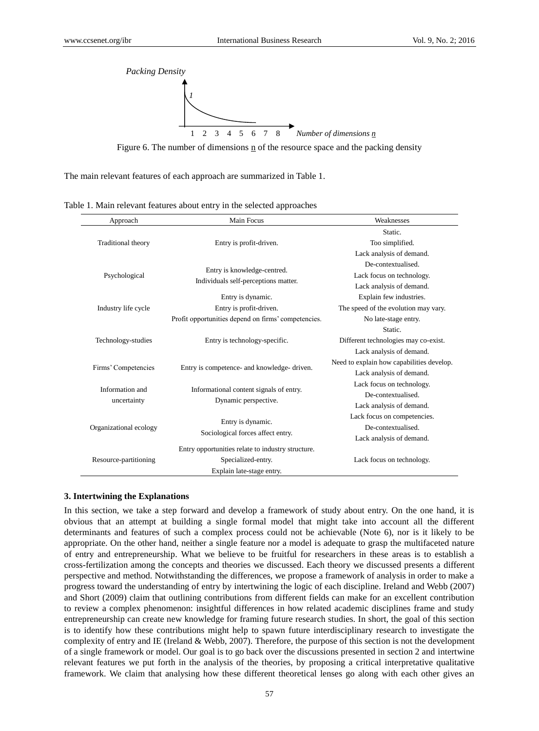Packing Density

1

1 2 3 4 5 6 7 8 Number of dimensions n

Figure 6. The number of dimensions n of the resource space and the packing density

The main relevant features of each approach are summarized in Table 1.

Table 1. Main relevant features about entry in the selected approaches

| Approach | Main Focus | Weaknesses |
|---|---|---|
| Traditional theory | Entry is profit-driven. | Static. Too simplified. Lack analysis of demand. |
| Psychological | Entry is knowledge-centred. Individuals self-perceptions matter. | De-contextualised. Lack focus on technology. Lack analysis of demand. |
| Industry life cycle | Entry is dynamic. Entry is profit-driven. Profit opportunities depend on firms' competencies. | Explain few industries. The speed of the evolution may vary. No late-stage entry. |
| Technology-studies | Entry is technology-specific. | Static. Different technologies may co-exist. Lack analysis of demand. |
| Firms' Competencies | Entry is competence- and knowledge- driven. | Need to explain how capabilities develop. Lack analysis of demand. |
| Information and uncertainty | Informational content signals of entry. Dynamic perspective. | Lack focus on technology. De-contextualised. Lack analysis of demand. |
| Organizational ecology | Entry is dynamic. Sociological forces affect entry. | Lack focus on competencies. De-contextualised. Lack analysis of demand. |
| Resource-partitioning | Entry opportunities relate to industry structure. Specialized-entry. Explain late-stage entry. | Lack focus on technology. |

### 3. Intertwining the Explanations

In this section, we take a step forward and develop a framework of study about entry. On the one hand, it is obvious that an attempt at building a single formal model that might take into account all the different determinants and features of such a complex process could not be achievable (Note 6), nor is it likely to be appropriate. On the other hand, neither a single feature nor a model is adequate to grasp the multifaceted nature of entry and entrepreneurship. What we believe to be fruitful for researchers in these areas is to establish a cross-fertilization among the concepts and theories we discussed. Each theory we discussed presents a different perspective and method. Notwithstanding the differences, we propose a framework of analysis in order to make a progress toward the understanding of entry by intertwining the logic of each discipline. Ireland and Webb (2007) and Short (2009) claim that outlining contributions from different fields can make for an excellent contribution to review a complex phenomenon: insightful differences in how related academic disciplines frame and study entrepreneurship can create new knowledge for framing future research studies. In short, the goal of this section is to identify how these contributions might help to spawn future interdisciplinary research to investigate the complexity of entry and IE (Ireland & Webb, 2007). Therefore, the purpose of this section is not the development of a single framework or model. Our goal is to go back over the discussions presented in section 2 and intertwine relevant features we put forth in the analysis of the theories, by proposing a critical interpretative qualitative framework. We claim that analysing how these different theoretical lenses go along with each other gives an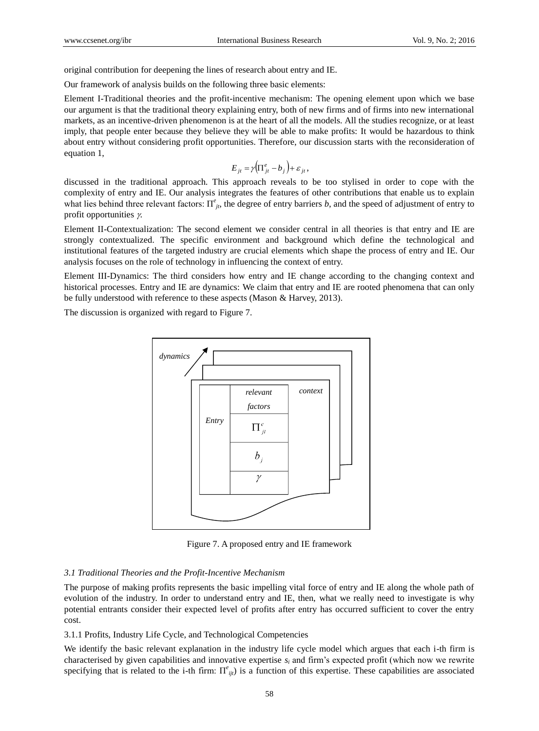original contribution for deepening the lines of research about entry and IE.

Our framework of analysis builds on the following three basic elements:

Element I-Traditional theories and the profit-incentive mechanism: The opening element upon which we base our argument is that the traditional theory explaining entry, both of new firms and of firms into new international markets, as an incentive-driven phenomenon is at the heart of all the models. All the studies recognize, or at least imply, that people enter because they believe they will be able to make profits: It would be hazardous to think about entry without considering profit opportunities. Therefore, our discussion starts with the reconsideration of equation 1,

$$E_{jt} = \gamma\left(\Pi^{e}_{jt} - b_{j}\right) + \varepsilon_{jt},$$

discussed in the traditional approach. This approach reveals to be too stylised in order to cope with the complexity of entry and IE. Our analysis integrates the features of other contributions that enable us to explain what lies behind three relevant factors: $\Pi^{e}_{jt}$, the degree of entry barriers $b$, and the speed of adjustment of entry to profit opportunities $\gamma$.

Element II-Contextualization: The second element we consider central in all theories is that entry and IE are strongly contextualized. The specific environment and background which define the technological and institutional features of the targeted industry are crucial elements which shape the process of entry and IE. Our analysis focuses on the role of technology in influencing the context of entry.

Element III-Dynamics: The third considers how entry and IE change according to the changing context and historical processes. Entry and IE are dynamics: We claim that entry and IE are rooted phenomena that can only be fully understood with reference to these aspects (Mason & Harvey, 2013).

The discussion is organized with regard to Figure 7.

| Entry | relevant factors |
|---|---|
| | $\Pi^{e}_{jt}$ |
| | $b_{j}$ |
| | $\gamma$ |

*dynamics* / *context*

Figure 7. A proposed entry and IE framework

### *3.1 Traditional Theories and the Profit-Incentive Mechanism*

The purpose of making profits represents the basic impelling vital force of entry and IE along the whole path of evolution of the industry. In order to understand entry and IE, then, what we really need to investigate is why potential entrants consider their expected level of profits after entry has occurred sufficient to cover the entry cost.

#### 3.1.1 Profits, Industry Life Cycle, and Technological Competencies

We identify the basic relevant explanation in the industry life cycle model which argues that each i-th firm is characterised by given capabilities and innovative expertise $s_i$ and firm's expected profit (which now we rewrite specifying that is related to the i-th firm: $\Pi^{e}_{ijt}$) is a function of this expertise. These capabilities are associated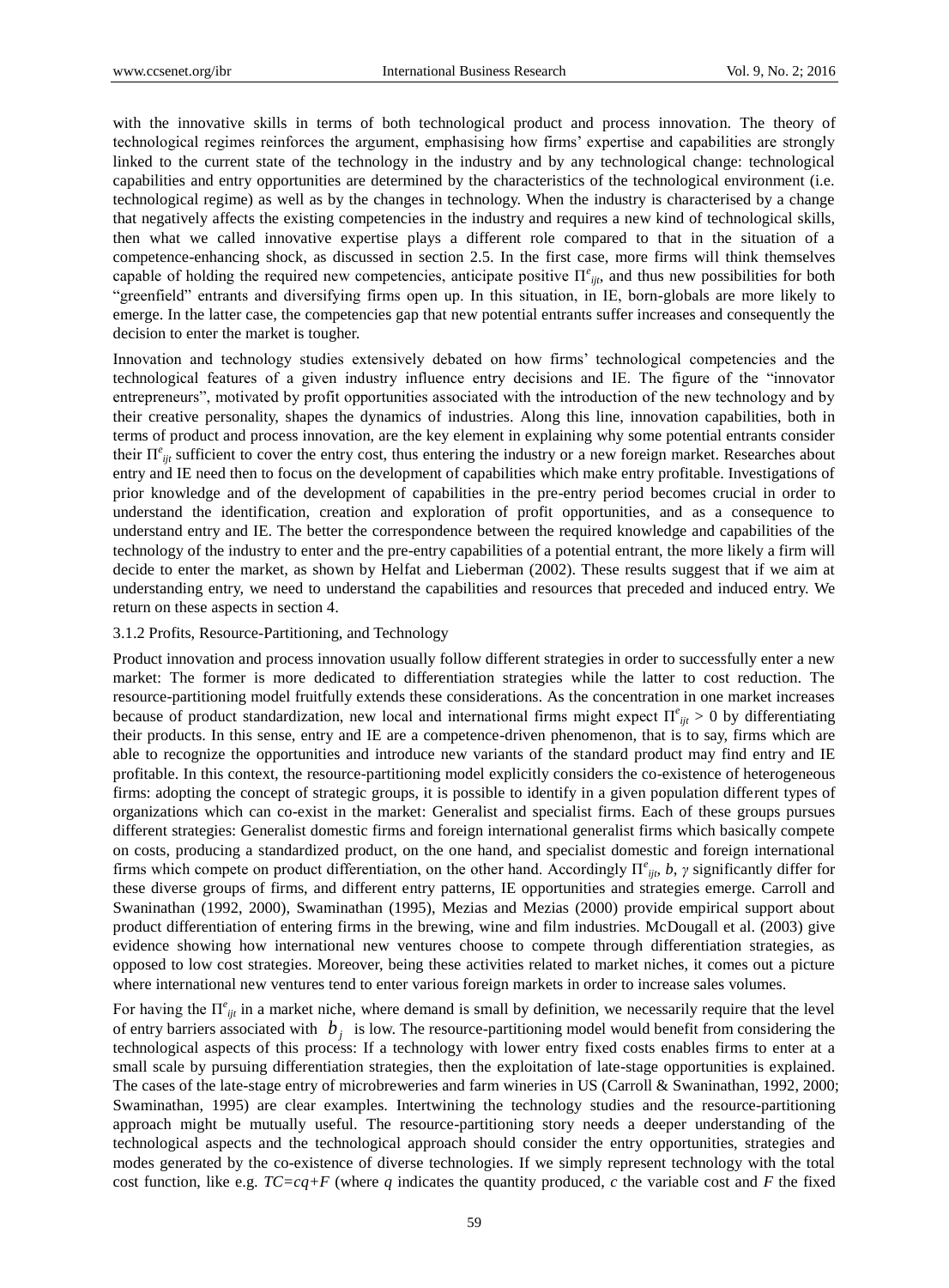with the innovative skills in terms of both technological product and process innovation. The theory of technological regimes reinforces the argument, emphasising how firms' expertise and capabilities are strongly linked to the current state of the technology in the industry and by any technological change: technological capabilities and entry opportunities are determined by the characteristics of the technological environment (i.e. technological regime) as well as by the changes in technology. When the industry is characterised by a change that negatively affects the existing competencies in the industry and requires a new kind of technological skills, then what we called innovative expertise plays a different role compared to that in the situation of a competence-enhancing shock, as discussed in section 2.5. In the first case, more firms will think themselves capable of holding the required new competencies, anticipate positive $\Pi^e_{ijt}$, and thus new possibilities for both "greenfield" entrants and diversifying firms open up. In this situation, in IE, born-globals are more likely to emerge. In the latter case, the competencies gap that new potential entrants suffer increases and consequently the decision to enter the market is tougher.

Innovation and technology studies extensively debated on how firms' technological competencies and the technological features of a given industry influence entry decisions and IE. The figure of the "innovator entrepreneurs", motivated by profit opportunities associated with the introduction of the new technology and by their creative personality, shapes the dynamics of industries. Along this line, innovation capabilities, both in terms of product and process innovation, are the key element in explaining why some potential entrants consider their $\Pi^e_{ijt}$ sufficient to cover the entry cost, thus entering the industry or a new foreign market. Researches about entry and IE need then to focus on the development of capabilities which make entry profitable. Investigations of prior knowledge and of the development of capabilities in the pre-entry period becomes crucial in order to understand the identification, creation and exploration of profit opportunities, and as a consequence to understand entry and IE. The better the correspondence between the required knowledge and capabilities of the technology of the industry to enter and the pre-entry capabilities of a potential entrant, the more likely a firm will decide to enter the market, as shown by Helfat and Lieberman (2002). These results suggest that if we aim at understanding entry, we need to understand the capabilities and resources that preceded and induced entry. We return on these aspects in section 4.

#### 3.1.2 Profits, Resource-Partitioning, and Technology

Product innovation and process innovation usually follow different strategies in order to successfully enter a new market: The former is more dedicated to differentiation strategies while the latter to cost reduction. The resource-partitioning model fruitfully extends these considerations. As the concentration in one market increases because of product standardization, new local and international firms might expect $\Pi^e_{ijt} > 0$ by differentiating their products. In this sense, entry and IE are a competence-driven phenomenon, that is to say, firms which are able to recognize the opportunities and introduce new variants of the standard product may find entry and IE profitable. In this context, the resource-partitioning model explicitly considers the co-existence of heterogeneous firms: adopting the concept of strategic groups, it is possible to identify in a given population different types of organizations which can co-exist in the market: Generalist and specialist firms. Each of these groups pursues different strategies: Generalist domestic firms and foreign international generalist firms which basically compete on costs, producing a standardized product, on the one hand, and specialist domestic and foreign international firms which compete on product differentiation, on the other hand. Accordingly $\Pi^e_{ijt}$, $b$, $\gamma$ significantly differ for these diverse groups of firms, and different entry patterns, IE opportunities and strategies emerge. Carroll and Swaninathan (1992, 2000), Swaminathan (1995), Mezias and Mezias (2000) provide empirical support about product differentiation of entering firms in the brewing, wine and film industries. McDougall et al. (2003) give evidence showing how international new ventures choose to compete through differentiation strategies, as opposed to low cost strategies. Moreover, being these activities related to market niches, it comes out a picture where international new ventures tend to enter various foreign markets in order to increase sales volumes.

For having the $\Pi^e_{ijt}$ in a market niche, where demand is small by definition, we necessarily require that the level of entry barriers associated with $b_j$ is low. The resource-partitioning model would benefit from considering the technological aspects of this process: If a technology with lower entry fixed costs enables firms to enter at a small scale by pursuing differentiation strategies, then the exploitation of late-stage opportunities is explained. The cases of the late-stage entry of microbreweries and farm wineries in US (Carroll & Swaninathan, 1992, 2000; Swaminathan, 1995) are clear examples. Intertwining the technology studies and the resource-partitioning approach might be mutually useful. The resource-partitioning story needs a deeper understanding of the technological aspects and the technological approach should consider the entry opportunities, strategies and modes generated by the co-existence of diverse technologies. If we simply represent technology with the total cost function, like e.g. $TC=cq+F$ (where $q$ indicates the quantity produced, $c$ the variable cost and $F$ the fixed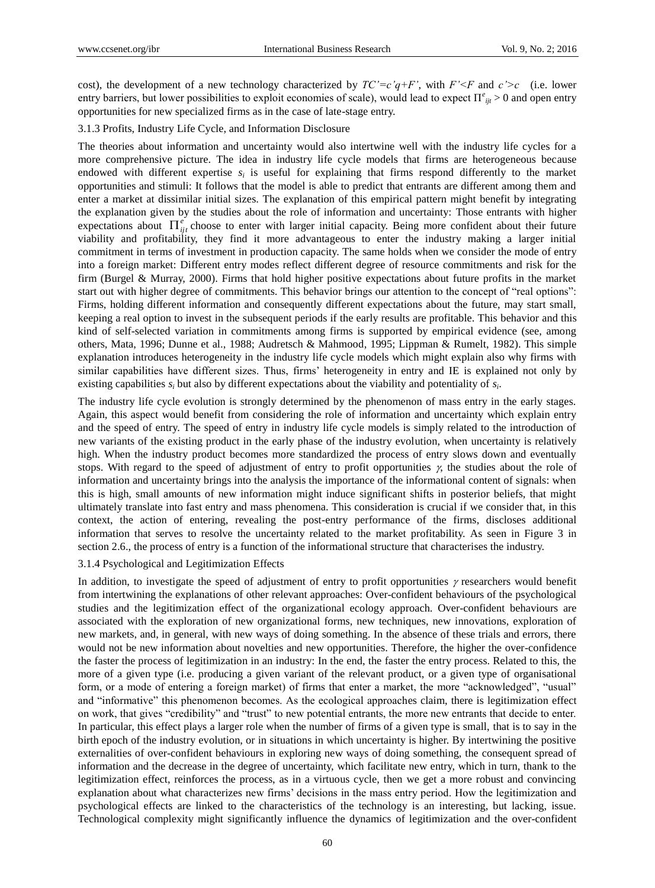cost), the development of a new technology characterized by $TC'=c'q+F'$, with $F'<F$ and $c'>c$ (i.e. lower entry barriers, but lower possibilities to exploit economies of scale), would lead to expect $\Pi^e_{ijt} > 0$ and open entry opportunities for new specialized firms as in the case of late-stage entry.

### 3.1.3 Profits, Industry Life Cycle, and Information Disclosure

The theories about information and uncertainty would also intertwine well with the industry life cycles for a more comprehensive picture. The idea in industry life cycle models that firms are heterogeneous because endowed with different expertise $s_i$ is useful for explaining that firms respond differently to the market opportunities and stimuli: It follows that the model is able to predict that entrants are different among them and enter a market at dissimilar initial sizes. The explanation of this empirical pattern might benefit by integrating the explanation given by the studies about the role of information and uncertainty: Those entrants with higher expectations about $\Pi^e_{ijt}$ choose to enter with larger initial capacity. Being more confident about their future viability and profitability, they find it more advantageous to enter the industry making a larger initial commitment in terms of investment in production capacity. The same holds when we consider the mode of entry into a foreign market: Different entry modes reflect different degree of resource commitments and risk for the firm (Burgel & Murray, 2000). Firms that hold higher positive expectations about future profits in the market start out with higher degree of commitments. This behavior brings our attention to the concept of "real options": Firms, holding different information and consequently different expectations about the future, may start small, keeping a real option to invest in the subsequent periods if the early results are profitable. This behavior and this kind of self-selected variation in commitments among firms is supported by empirical evidence (see, among others, Mata, 1996; Dunne et al., 1988; Audretsch & Mahmood, 1995; Lippman & Rumelt, 1982). This simple explanation introduces heterogeneity in the industry life cycle models which might explain also why firms with similar capabilities have different sizes. Thus, firms' heterogeneity in entry and IE is explained not only by existing capabilities $s_i$ but also by different expectations about the viability and potentiality of $s_i$.

The industry life cycle evolution is strongly determined by the phenomenon of mass entry in the early stages. Again, this aspect would benefit from considering the role of information and uncertainty which explain entry and the speed of entry. The speed of entry in industry life cycle models is simply related to the introduction of new variants of the existing product in the early phase of the industry evolution, when uncertainty is relatively high. When the industry product becomes more standardized the process of entry slows down and eventually stops. With regard to the speed of adjustment of entry to profit opportunities $\gamma$, the studies about the role of information and uncertainty brings into the analysis the importance of the informational content of signals: when this is high, small amounts of new information might induce significant shifts in posterior beliefs, that might ultimately translate into fast entry and mass phenomena. This consideration is crucial if we consider that, in this context, the action of entering, revealing the post-entry performance of the firms, discloses additional information that serves to resolve the uncertainty related to the market profitability. As seen in Figure 3 in section 2.6., the process of entry is a function of the informational structure that characterises the industry.

### 3.1.4 Psychological and Legitimization Effects

In addition, to investigate the speed of adjustment of entry to profit opportunities $\gamma$ researchers would benefit from intertwining the explanations of other relevant approaches: Over-confident behaviours of the psychological studies and the legitimization effect of the organizational ecology approach. Over-confident behaviours are associated with the exploration of new organizational forms, new techniques, new innovations, exploration of new markets, and, in general, with new ways of doing something. In the absence of these trials and errors, there would not be new information about novelties and new opportunities. Therefore, the higher the over-confidence the faster the process of legitimization in an industry: In the end, the faster the entry process. Related to this, the more of a given type (i.e. producing a given variant of the relevant product, or a given type of organisational form, or a mode of entering a foreign market) of firms that enter a market, the more "acknowledged", "usual" and "informative" this phenomenon becomes. As the ecological approaches claim, there is legitimization effect on work, that gives "credibility" and "trust" to new potential entrants, the more new entrants that decide to enter. In particular, this effect plays a larger role when the number of firms of a given type is small, that is to say in the birth epoch of the industry evolution, or in situations in which uncertainty is higher. By intertwining the positive externalities of over-confident behaviours in exploring new ways of doing something, the consequent spread of information and the decrease in the degree of uncertainty, which facilitate new entry, which in turn, thank to the legitimization effect, reinforces the process, as in a virtuous cycle, then we get a more robust and convincing explanation about what characterizes new firms' decisions in the mass entry period. How the legitimization and psychological effects are linked to the characteristics of the technology is an interesting, but lacking, issue. Technological complexity might significantly influence the dynamics of legitimization and the over-confident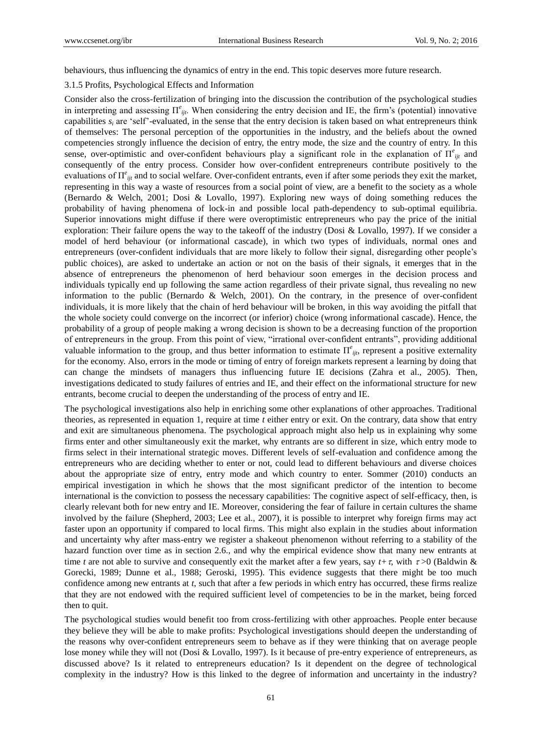behaviours, thus influencing the dynamics of entry in the end. This topic deserves more future research.

### 3.1.5 Profits, Psychological Effects and Information

Consider also the cross-fertilization of bringing into the discussion the contribution of the psychological studies in interpreting and assessing $\Pi^e_{ijt}$. When considering the entry decision and IE, the firm's (potential) innovative capabilities $s_i$ are 'self'-evaluated, in the sense that the entry decision is taken based on what entrepreneurs think of themselves: The personal perception of the opportunities in the industry, and the beliefs about the owned competencies strongly influence the decision of entry, the entry mode, the size and the country of entry. In this sense, over-optimistic and over-confident behaviours play a significant role in the explanation of $\Pi^e_{ijt}$ and consequently of the entry process. Consider how over-confident entrepreneurs contribute positively to the evaluations of $\Pi^e_{ijt}$ and to social welfare. Over-confident entrants, even if after some periods they exit the market, representing in this way a waste of resources from a social point of view, are a benefit to the society as a whole (Bernardo & Welch, 2001; Dosi & Lovallo, 1997). Exploring new ways of doing something reduces the probability of having phenomena of lock-in and possible local path-dependency to sub-optimal equilibria. Superior innovations might diffuse if there were overoptimistic entrepreneurs who pay the price of the initial exploration: Their failure opens the way to the takeoff of the industry (Dosi & Lovallo, 1997). If we consider a model of herd behaviour (or informational cascade), in which two types of individuals, normal ones and entrepreneurs (over-confident individuals that are more likely to follow their signal, disregarding other people's public choices), are asked to undertake an action or not on the basis of their signals, it emerges that in the absence of entrepreneurs the phenomenon of herd behaviour soon emerges in the decision process and individuals typically end up following the same action regardless of their private signal, thus revealing no new information to the public (Bernardo & Welch, 2001). On the contrary, in the presence of over-confident individuals, it is more likely that the chain of herd behaviour will be broken, in this way avoiding the pitfall that the whole society could converge on the incorrect (or inferior) choice (wrong informational cascade). Hence, the probability of a group of people making a wrong decision is shown to be a decreasing function of the proportion of entrepreneurs in the group. From this point of view, "irrational over-confident entrants", providing additional valuable information to the group, and thus better information to estimate $\Pi^e_{ijt}$, represent a positive externality for the economy. Also, errors in the mode or timing of entry of foreign markets represent a learning by doing that can change the mindsets of managers thus influencing future IE decisions (Zahra et al., 2005). Then, investigations dedicated to study failures of entries and IE, and their effect on the informational structure for new entrants, become crucial to deepen the understanding of the process of entry and IE.

The psychological investigations also help in enriching some other explanations of other approaches. Traditional theories, as represented in equation 1, require at time $t$ either entry or exit. On the contrary, data show that entry and exit are simultaneous phenomena. The psychological approach might also help us in explaining why some firms enter and other simultaneously exit the market, why entrants are so different in size, which entry mode to firms select in their international strategic moves. Different levels of self-evaluation and confidence among the entrepreneurs who are deciding whether to enter or not, could lead to different behaviours and diverse choices about the appropriate size of entry, entry mode and which country to enter. Sommer (2010) conducts an empirical investigation in which he shows that the most significant predictor of the intention to become international is the conviction to possess the necessary capabilities: The cognitive aspect of self-efficacy, then, is clearly relevant both for new entry and IE. Moreover, considering the fear of failure in certain cultures the shame involved by the failure (Shepherd, 2003; Lee et al., 2007), it is possible to interpret why foreign firms may act faster upon an opportunity if compared to local firms. This might also explain in the studies about information and uncertainty why after mass-entry we register a shakeout phenomenon without referring to a stability of the hazard function over time as in section 2.6., and why the empirical evidence show that many new entrants at time $t$ are not able to survive and consequently exit the market after a few years, say $t+\tau$, with $\tau>0$ (Baldwin & Gorecki, 1989; Dunne et al., 1988; Geroski, 1995). This evidence suggests that there might be too much confidence among new entrants at $t$, such that after a few periods in which entry has occurred, these firms realize that they are not endowed with the required sufficient level of competencies to be in the market, being forced then to quit.

The psychological studies would benefit too from cross-fertilizing with other approaches. People enter because they believe they will be able to make profits: Psychological investigations should deepen the understanding of the reasons why over-confident entrepreneurs seem to behave as if they were thinking that on average people lose money while they will not (Dosi & Lovallo, 1997). Is it because of pre-entry experience of entrepreneurs, as discussed above? Is it related to entrepreneurs education? Is it dependent on the degree of technological complexity in the industry? How is this linked to the degree of information and uncertainty in the industry?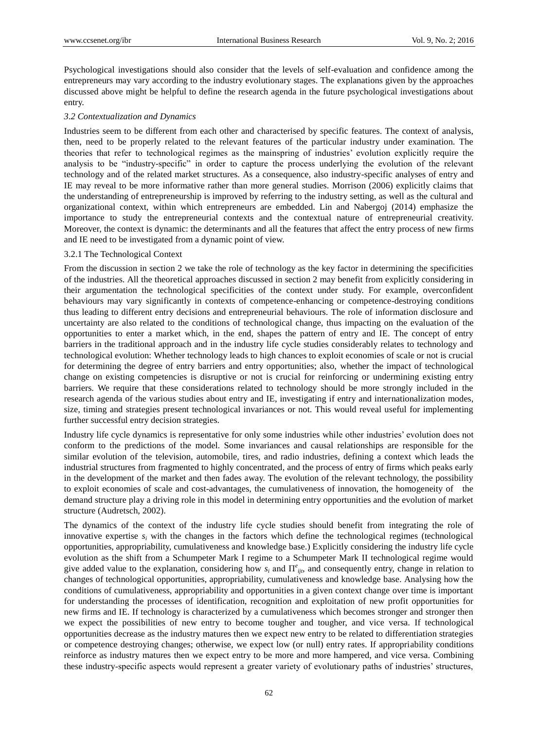Psychological investigations should also consider that the levels of self-evaluation and confidence among the entrepreneurs may vary according to the industry evolutionary stages. The explanations given by the approaches discussed above might be helpful to define the research agenda in the future psychological investigations about entry.

### *3.2 Contextualization and Dynamics*

Industries seem to be different from each other and characterised by specific features. The context of analysis, then, need to be properly related to the relevant features of the particular industry under examination. The theories that refer to technological regimes as the mainspring of industries' evolution explicitly require the analysis to be "industry-specific" in order to capture the process underlying the evolution of the relevant technology and of the related market structures. As a consequence, also industry-specific analyses of entry and IE may reveal to be more informative rather than more general studies. Morrison (2006) explicitly claims that the understanding of entrepreneurship is improved by referring to the industry setting, as well as the cultural and organizational context, within which entrepreneurs are embedded. Lin and Nabergoj (2014) emphasize the importance to study the entrepreneurial contexts and the contextual nature of entrepreneurial creativity. Moreover, the context is dynamic: the determinants and all the features that affect the entry process of new firms and IE need to be investigated from a dynamic point of view.

#### 3.2.1 The Technological Context

From the discussion in section 2 we take the role of technology as the key factor in determining the specificities of the industries. All the theoretical approaches discussed in section 2 may benefit from explicitly considering in their argumentation the technological specificities of the context under study. For example, overconfident behaviours may vary significantly in contexts of competence-enhancing or competence-destroying conditions thus leading to different entry decisions and entrepreneurial behaviours. The role of information disclosure and uncertainty are also related to the conditions of technological change, thus impacting on the evaluation of the opportunities to enter a market which, in the end, shapes the pattern of entry and IE. The concept of entry barriers in the traditional approach and in the industry life cycle studies considerably relates to technology and technological evolution: Whether technology leads to high chances to exploit economies of scale or not is crucial for determining the degree of entry barriers and entry opportunities; also, whether the impact of technological change on existing competencies is disruptive or not is crucial for reinforcing or undermining existing entry barriers. We require that these considerations related to technology should be more strongly included in the research agenda of the various studies about entry and IE, investigating if entry and internationalization modes, size, timing and strategies present technological invariances or not. This would reveal useful for implementing further successful entry decision strategies.

Industry life cycle dynamics is representative for only some industries while other industries' evolution does not conform to the predictions of the model. Some invariances and causal relationships are responsible for the similar evolution of the television, automobile, tires, and radio industries, defining a context which leads the industrial structures from fragmented to highly concentrated, and the process of entry of firms which peaks early in the development of the market and then fades away. The evolution of the relevant technology, the possibility to exploit economies of scale and cost-advantages, the cumulativeness of innovation, the homogeneity of the demand structure play a driving role in this model in determining entry opportunities and the evolution of market structure (Audretsch, 2002).

The dynamics of the context of the industry life cycle studies should benefit from integrating the role of innovative expertise $s_i$ with the changes in the factors which define the technological regimes (technological opportunities, appropriability, cumulativeness and knowledge base.) Explicitly considering the industry life cycle evolution as the shift from a Schumpeter Mark I regime to a Schumpeter Mark II technological regime would give added value to the explanation, considering how $s_i$ and $\Pi^e_{ijt}$, and consequently entry, change in relation to changes of technological opportunities, appropriability, cumulativeness and knowledge base. Analysing how the conditions of cumulativeness, appropriability and opportunities in a given context change over time is important for understanding the processes of identification, recognition and exploitation of new profit opportunities for new firms and IE. If technology is characterized by a cumulativeness which becomes stronger and stronger then we expect the possibilities of new entry to become tougher and tougher, and vice versa. If technological opportunities decrease as the industry matures then we expect new entry to be related to differentiation strategies or competence destroying changes; otherwise, we expect low (or null) entry rates. If appropriability conditions reinforce as industry matures then we expect entry to be more and more hampered, and vice versa. Combining these industry-specific aspects would represent a greater variety of evolutionary paths of industries' structures,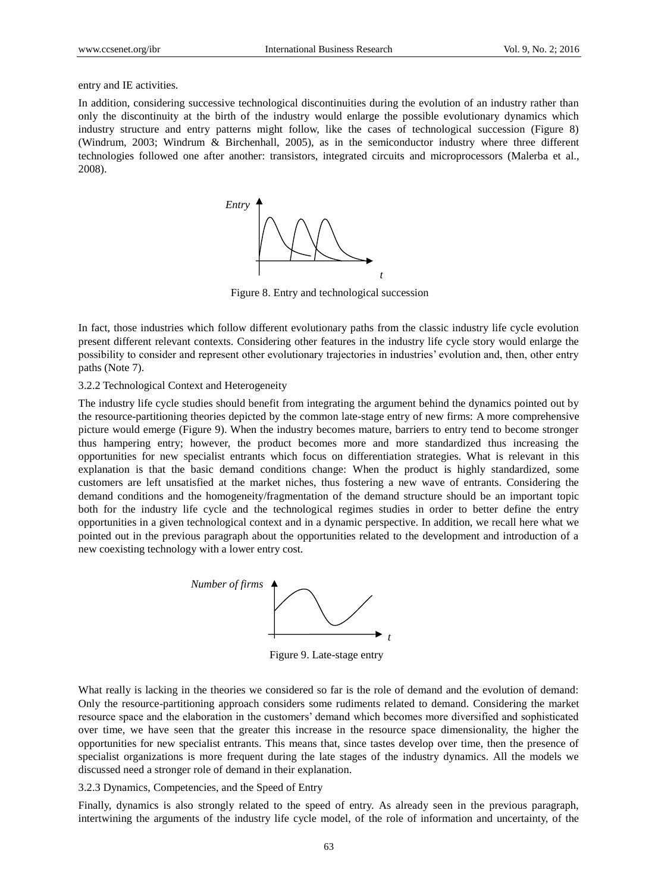entry and IE activities.

In addition, considering successive technological discontinuities during the evolution of an industry rather than only the discontinuity at the birth of the industry would enlarge the possible evolutionary dynamics which industry structure and entry patterns might follow, like the cases of technological succession (Figure 8) (Windrum, 2003; Windrum & Birchenhall, 2005), as in the semiconductor industry where three different technologies followed one after another: transistors, integrated circuits and microprocessors (Malerba et al., 2008).

*Entry*

*t*

Figure 8. Entry and technological succession

In fact, those industries which follow different evolutionary paths from the classic industry life cycle evolution present different relevant contexts. Considering other features in the industry life cycle story would enlarge the possibility to consider and represent other evolutionary trajectories in industries' evolution and, then, other entry paths (Note 7).

3.2.2 Technological Context and Heterogeneity

The industry life cycle studies should benefit from integrating the argument behind the dynamics pointed out by the resource-partitioning theories depicted by the common late-stage entry of new firms: A more comprehensive picture would emerge (Figure 9). When the industry becomes mature, barriers to entry tend to become stronger thus hampering entry; however, the product becomes more and more standardized thus increasing the opportunities for new specialist entrants which focus on differentiation strategies. What is relevant in this explanation is that the basic demand conditions change: When the product is highly standardized, some customers are left unsatisfied at the market niches, thus fostering a new wave of entrants. Considering the demand conditions and the homogeneity/fragmentation of the demand structure should be an important topic both for the industry life cycle and the technological regimes studies in order to better define the entry opportunities in a given technological context and in a dynamic perspective. In addition, we recall here what we pointed out in the previous paragraph about the opportunities related to the development and introduction of a new coexisting technology with a lower entry cost.

*Number of firms*

*t*

Figure 9. Late-stage entry

What really is lacking in the theories we considered so far is the role of demand and the evolution of demand: Only the resource-partitioning approach considers some rudiments related to demand. Considering the market resource space and the elaboration in the customers' demand which becomes more diversified and sophisticated over time, we have seen that the greater this increase in the resource space dimensionality, the higher the opportunities for new specialist entrants. This means that, since tastes develop over time, then the presence of specialist organizations is more frequent during the late stages of the industry dynamics. All the models we discussed need a stronger role of demand in their explanation.

3.2.3 Dynamics, Competencies, and the Speed of Entry

Finally, dynamics is also strongly related to the speed of entry. As already seen in the previous paragraph, intertwining the arguments of the industry life cycle model, of the role of information and uncertainty, of the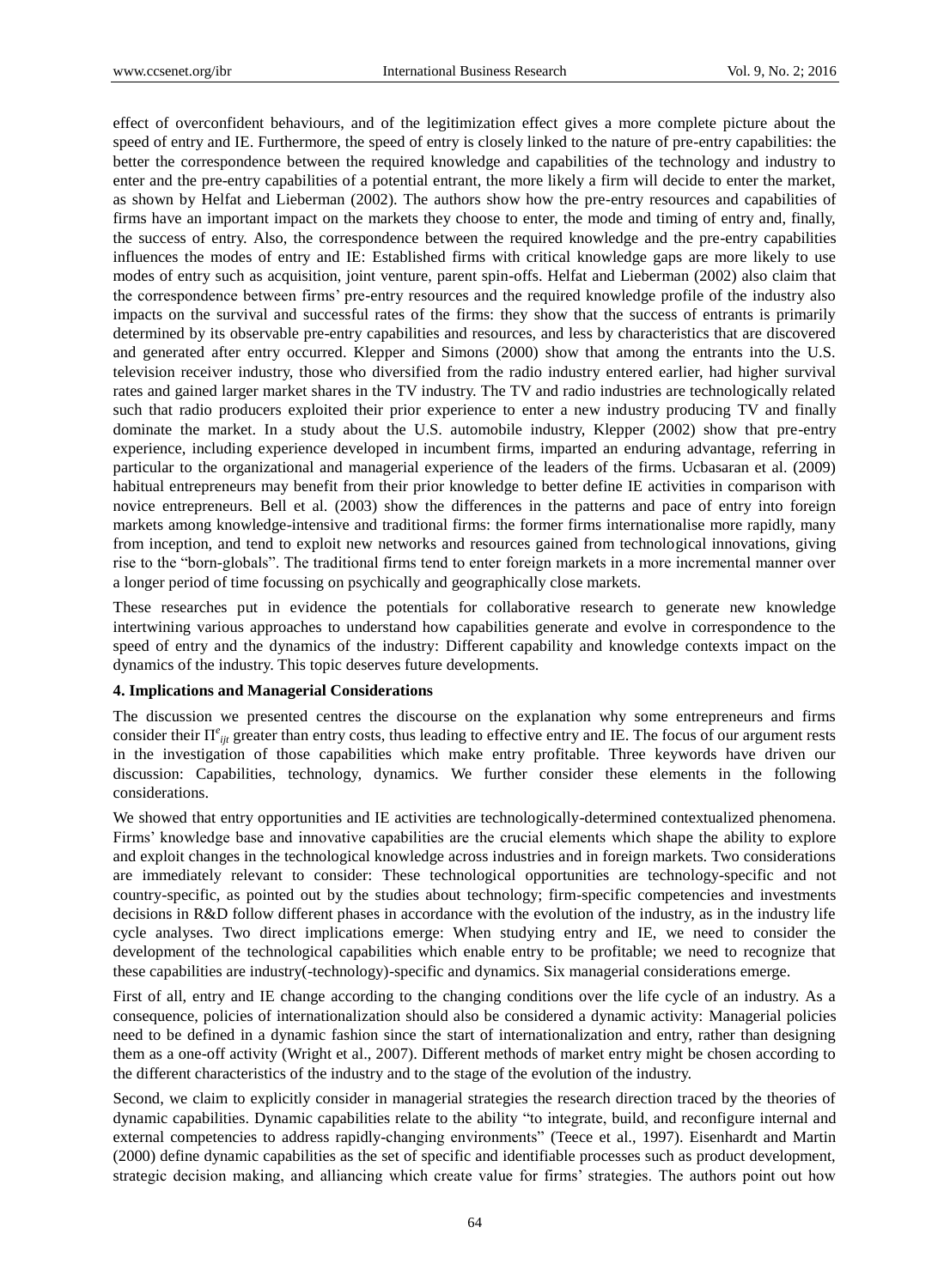effect of overconfident behaviours, and of the legitimization effect gives a more complete picture about the speed of entry and IE. Furthermore, the speed of entry is closely linked to the nature of pre-entry capabilities: the better the correspondence between the required knowledge and capabilities of the technology and industry to enter and the pre-entry capabilities of a potential entrant, the more likely a firm will decide to enter the market, as shown by Helfat and Lieberman (2002). The authors show how the pre-entry resources and capabilities of firms have an important impact on the markets they choose to enter, the mode and timing of entry and, finally, the success of entry. Also, the correspondence between the required knowledge and the pre-entry capabilities influences the modes of entry and IE: Established firms with critical knowledge gaps are more likely to use modes of entry such as acquisition, joint venture, parent spin-offs. Helfat and Lieberman (2002) also claim that the correspondence between firms' pre-entry resources and the required knowledge profile of the industry also impacts on the survival and successful rates of the firms: they show that the success of entrants is primarily determined by its observable pre-entry capabilities and resources, and less by characteristics that are discovered and generated after entry occurred. Klepper and Simons (2000) show that among the entrants into the U.S. television receiver industry, those who diversified from the radio industry entered earlier, had higher survival rates and gained larger market shares in the TV industry. The TV and radio industries are technologically related such that radio producers exploited their prior experience to enter a new industry producing TV and finally dominate the market. In a study about the U.S. automobile industry, Klepper (2002) show that pre-entry experience, including experience developed in incumbent firms, imparted an enduring advantage, referring in particular to the organizational and managerial experience of the leaders of the firms. Ucbasaran et al. (2009) habitual entrepreneurs may benefit from their prior knowledge to better define IE activities in comparison with novice entrepreneurs. Bell et al. (2003) show the differences in the patterns and pace of entry into foreign markets among knowledge-intensive and traditional firms: the former firms internationalise more rapidly, many from inception, and tend to exploit new networks and resources gained from technological innovations, giving rise to the "born-globals". The traditional firms tend to enter foreign markets in a more incremental manner over a longer period of time focussing on psychically and geographically close markets.

These researches put in evidence the potentials for collaborative research to generate new knowledge intertwining various approaches to understand how capabilities generate and evolve in correspondence to the speed of entry and the dynamics of the industry: Different capability and knowledge contexts impact on the dynamics of the industry. This topic deserves future developments.

## 4. Implications and Managerial Considerations

The discussion we presented centres the discourse on the explanation why some entrepreneurs and firms consider their $\Pi^{e}_{ijt}$ greater than entry costs, thus leading to effective entry and IE. The focus of our argument rests in the investigation of those capabilities which make entry profitable. Three keywords have driven our discussion: Capabilities, technology, dynamics. We further consider these elements in the following considerations.

We showed that entry opportunities and IE activities are technologically-determined contextualized phenomena. Firms' knowledge base and innovative capabilities are the crucial elements which shape the ability to explore and exploit changes in the technological knowledge across industries and in foreign markets. Two considerations are immediately relevant to consider: These technological opportunities are technology-specific and not country-specific, as pointed out by the studies about technology; firm-specific competencies and investments decisions in R&D follow different phases in accordance with the evolution of the industry, as in the industry life cycle analyses. Two direct implications emerge: When studying entry and IE, we need to consider the development of the technological capabilities which enable entry to be profitable; we need to recognize that these capabilities are industry(-technology)-specific and dynamics. Six managerial considerations emerge.

First of all, entry and IE change according to the changing conditions over the life cycle of an industry. As a consequence, policies of internationalization should also be considered a dynamic activity: Managerial policies need to be defined in a dynamic fashion since the start of internationalization and entry, rather than designing them as a one-off activity (Wright et al., 2007). Different methods of market entry might be chosen according to the different characteristics of the industry and to the stage of the evolution of the industry.

Second, we claim to explicitly consider in managerial strategies the research direction traced by the theories of dynamic capabilities. Dynamic capabilities relate to the ability "to integrate, build, and reconfigure internal and external competencies to address rapidly-changing environments" (Teece et al., 1997). Eisenhardt and Martin (2000) define dynamic capabilities as the set of specific and identifiable processes such as product development, strategic decision making, and alliancing which create value for firms' strategies. The authors point out how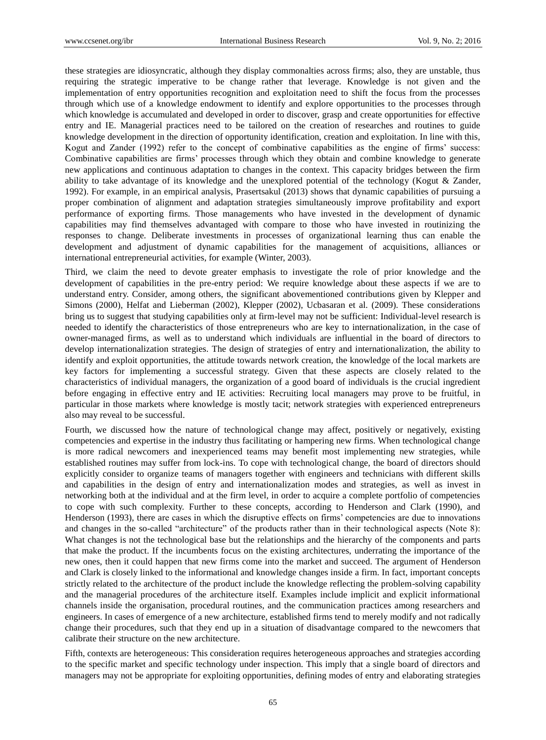these strategies are idiosyncratic, although they display commonalties across firms; also, they are unstable, thus requiring the strategic imperative to be change rather that leverage. Knowledge is not given and the implementation of entry opportunities recognition and exploitation need to shift the focus from the processes through which use of a knowledge endowment to identify and explore opportunities to the processes through which knowledge is accumulated and developed in order to discover, grasp and create opportunities for effective entry and IE. Managerial practices need to be tailored on the creation of researches and routines to guide knowledge development in the direction of opportunity identification, creation and exploitation. In line with this, Kogut and Zander (1992) refer to the concept of combinative capabilities as the engine of firms' success: Combinative capabilities are firms' processes through which they obtain and combine knowledge to generate new applications and continuous adaptation to changes in the context. This capacity bridges between the firm ability to take advantage of its knowledge and the unexplored potential of the technology (Kogut & Zander, 1992). For example, in an empirical analysis, Prasertsakul (2013) shows that dynamic capabilities of pursuing a proper combination of alignment and adaptation strategies simultaneously improve profitability and export performance of exporting firms. Those managements who have invested in the development of dynamic capabilities may find themselves advantaged with compare to those who have invested in routinizing the responses to change. Deliberate investments in processes of organizational learning thus can enable the development and adjustment of dynamic capabilities for the management of acquisitions, alliances or international entrepreneurial activities, for example (Winter, 2003).

Third, we claim the need to devote greater emphasis to investigate the role of prior knowledge and the development of capabilities in the pre-entry period: We require knowledge about these aspects if we are to understand entry. Consider, among others, the significant abovementioned contributions given by Klepper and Simons (2000), Helfat and Lieberman (2002), Klepper (2002), Ucbasaran et al. (2009). These considerations bring us to suggest that studying capabilities only at firm-level may not be sufficient: Individual-level research is needed to identify the characteristics of those entrepreneurs who are key to internationalization, in the case of owner-managed firms, as well as to understand which individuals are influential in the board of directors to develop internationalization strategies. The design of strategies of entry and internationalization, the ability to identify and exploit opportunities, the attitude towards network creation, the knowledge of the local markets are key factors for implementing a successful strategy. Given that these aspects are closely related to the characteristics of individual managers, the organization of a good board of individuals is the crucial ingredient before engaging in effective entry and IE activities: Recruiting local managers may prove to be fruitful, in particular in those markets where knowledge is mostly tacit; network strategies with experienced entrepreneurs also may reveal to be successful.

Fourth, we discussed how the nature of technological change may affect, positively or negatively, existing competencies and expertise in the industry thus facilitating or hampering new firms. When technological change is more radical newcomers and inexperienced teams may benefit most implementing new strategies, while established routines may suffer from lock-ins. To cope with technological change, the board of directors should explicitly consider to organize teams of managers together with engineers and technicians with different skills and capabilities in the design of entry and internationalization modes and strategies, as well as invest in networking both at the individual and at the firm level, in order to acquire a complete portfolio of competencies to cope with such complexity. Further to these concepts, according to Henderson and Clark (1990), and Henderson (1993), there are cases in which the disruptive effects on firms' competencies are due to innovations and changes in the so-called "architecture" of the products rather than in their technological aspects (Note 8): What changes is not the technological base but the relationships and the hierarchy of the components and parts that make the product. If the incumbents focus on the existing architectures, underrating the importance of the new ones, then it could happen that new firms come into the market and succeed. The argument of Henderson and Clark is closely linked to the informational and knowledge changes inside a firm. In fact, important concepts strictly related to the architecture of the product include the knowledge reflecting the problem-solving capability and the managerial procedures of the architecture itself. Examples include implicit and explicit informational channels inside the organisation, procedural routines, and the communication practices among researchers and engineers. In cases of emergence of a new architecture, established firms tend to merely modify and not radically change their procedures, such that they end up in a situation of disadvantage compared to the newcomers that calibrate their structure on the new architecture.

Fifth, contexts are heterogeneous: This consideration requires heterogeneous approaches and strategies according to the specific market and specific technology under inspection. This imply that a single board of directors and managers may not be appropriate for exploiting opportunities, defining modes of entry and elaborating strategies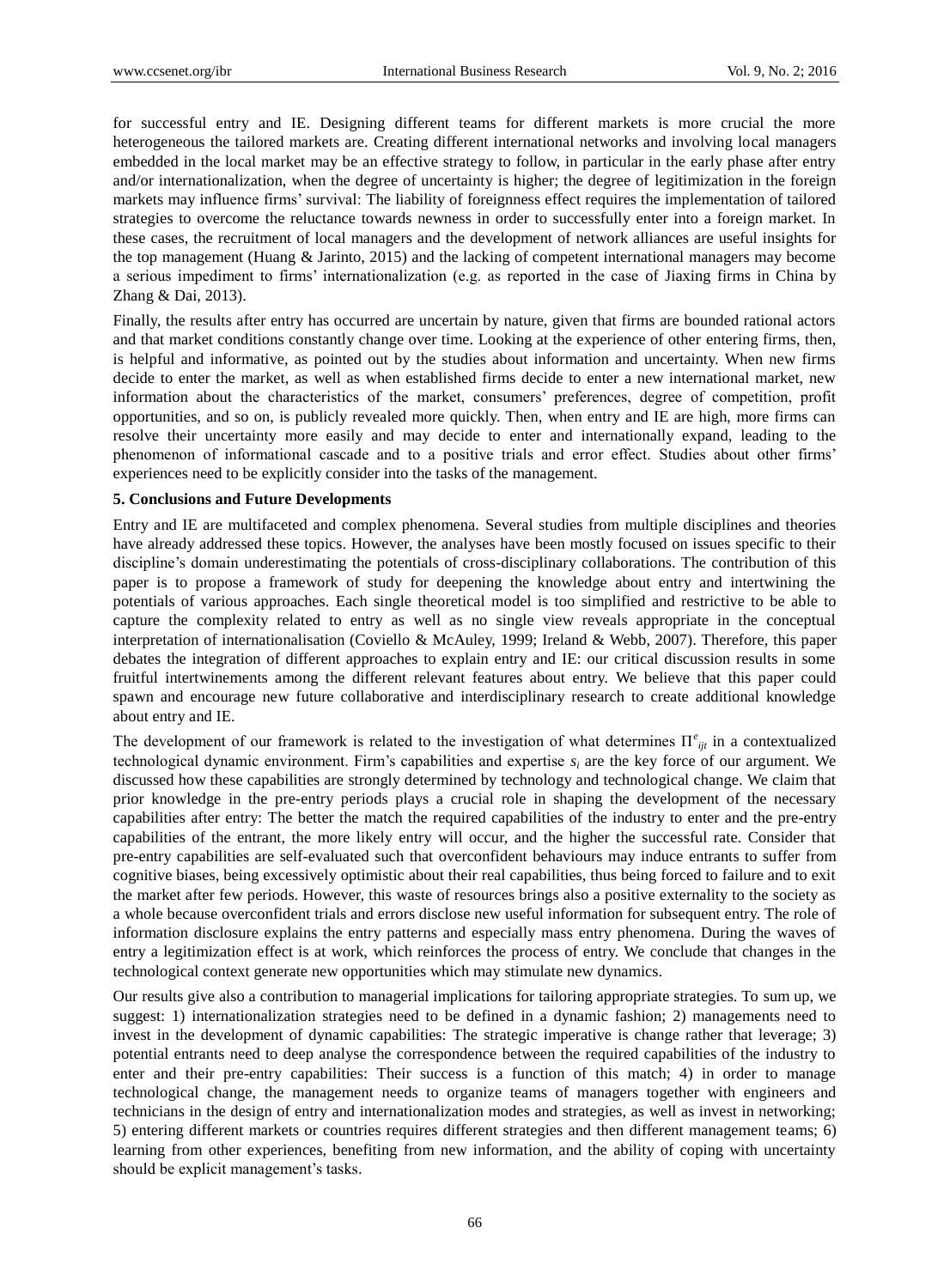for successful entry and IE. Designing different teams for different markets is more crucial the more heterogeneous the tailored markets are. Creating different international networks and involving local managers embedded in the local market may be an effective strategy to follow, in particular in the early phase after entry and/or internationalization, when the degree of uncertainty is higher; the degree of legitimization in the foreign markets may influence firms' survival: The liability of foreignness effect requires the implementation of tailored strategies to overcome the reluctance towards newness in order to successfully enter into a foreign market. In these cases, the recruitment of local managers and the development of network alliances are useful insights for the top management (Huang & Jarinto, 2015) and the lacking of competent international managers may become a serious impediment to firms' internationalization (e.g. as reported in the case of Jiaxing firms in China by Zhang & Dai, 2013).

Finally, the results after entry has occurred are uncertain by nature, given that firms are bounded rational actors and that market conditions constantly change over time. Looking at the experience of other entering firms, then, is helpful and informative, as pointed out by the studies about information and uncertainty. When new firms decide to enter the market, as well as when established firms decide to enter a new international market, new information about the characteristics of the market, consumers' preferences, degree of competition, profit opportunities, and so on, is publicly revealed more quickly. Then, when entry and IE are high, more firms can resolve their uncertainty more easily and may decide to enter and internationally expand, leading to the phenomenon of informational cascade and to a positive trials and error effect. Studies about other firms' experiences need to be explicitly consider into the tasks of the management.

## 5. Conclusions and Future Developments

Entry and IE are multifaceted and complex phenomena. Several studies from multiple disciplines and theories have already addressed these topics. However, the analyses have been mostly focused on issues specific to their discipline's domain underestimating the potentials of cross-disciplinary collaborations. The contribution of this paper is to propose a framework of study for deepening the knowledge about entry and intertwining the potentials of various approaches. Each single theoretical model is too simplified and restrictive to be able to capture the complexity related to entry as well as no single view reveals appropriate in the conceptual interpretation of internationalisation (Coviello & McAuley, 1999; Ireland & Webb, 2007). Therefore, this paper debates the integration of different approaches to explain entry and IE: our critical discussion results in some fruitful intertwinements among the different relevant features about entry. We believe that this paper could spawn and encourage new future collaborative and interdisciplinary research to create additional knowledge about entry and IE.

The development of our framework is related to the investigation of what determines $\Pi^{e}_{ijt}$ in a contextualized technological dynamic environment. Firm's capabilities and expertise $s_i$ are the key force of our argument. We discussed how these capabilities are strongly determined by technology and technological change. We claim that prior knowledge in the pre-entry periods plays a crucial role in shaping the development of the necessary capabilities after entry: The better the match the required capabilities of the industry to enter and the pre-entry capabilities of the entrant, the more likely entry will occur, and the higher the successful rate. Consider that pre-entry capabilities are self-evaluated such that overconfident behaviours may induce entrants to suffer from cognitive biases, being excessively optimistic about their real capabilities, thus being forced to failure and to exit the market after few periods. However, this waste of resources brings also a positive externality to the society as a whole because overconfident trials and errors disclose new useful information for subsequent entry. The role of information disclosure explains the entry patterns and especially mass entry phenomena. During the waves of entry a legitimization effect is at work, which reinforces the process of entry. We conclude that changes in the technological context generate new opportunities which may stimulate new dynamics.

Our results give also a contribution to managerial implications for tailoring appropriate strategies. To sum up, we suggest: 1) internationalization strategies need to be defined in a dynamic fashion; 2) managements need to invest in the development of dynamic capabilities: The strategic imperative is change rather that leverage; 3) potential entrants need to deep analyse the correspondence between the required capabilities of the industry to enter and their pre-entry capabilities: Their success is a function of this match; 4) in order to manage technological change, the management needs to organize teams of managers together with engineers and technicians in the design of entry and internationalization modes and strategies, as well as invest in networking; 5) entering different markets or countries requires different strategies and then different management teams; 6) learning from other experiences, benefiting from new information, and the ability of coping with uncertainty should be explicit management's tasks.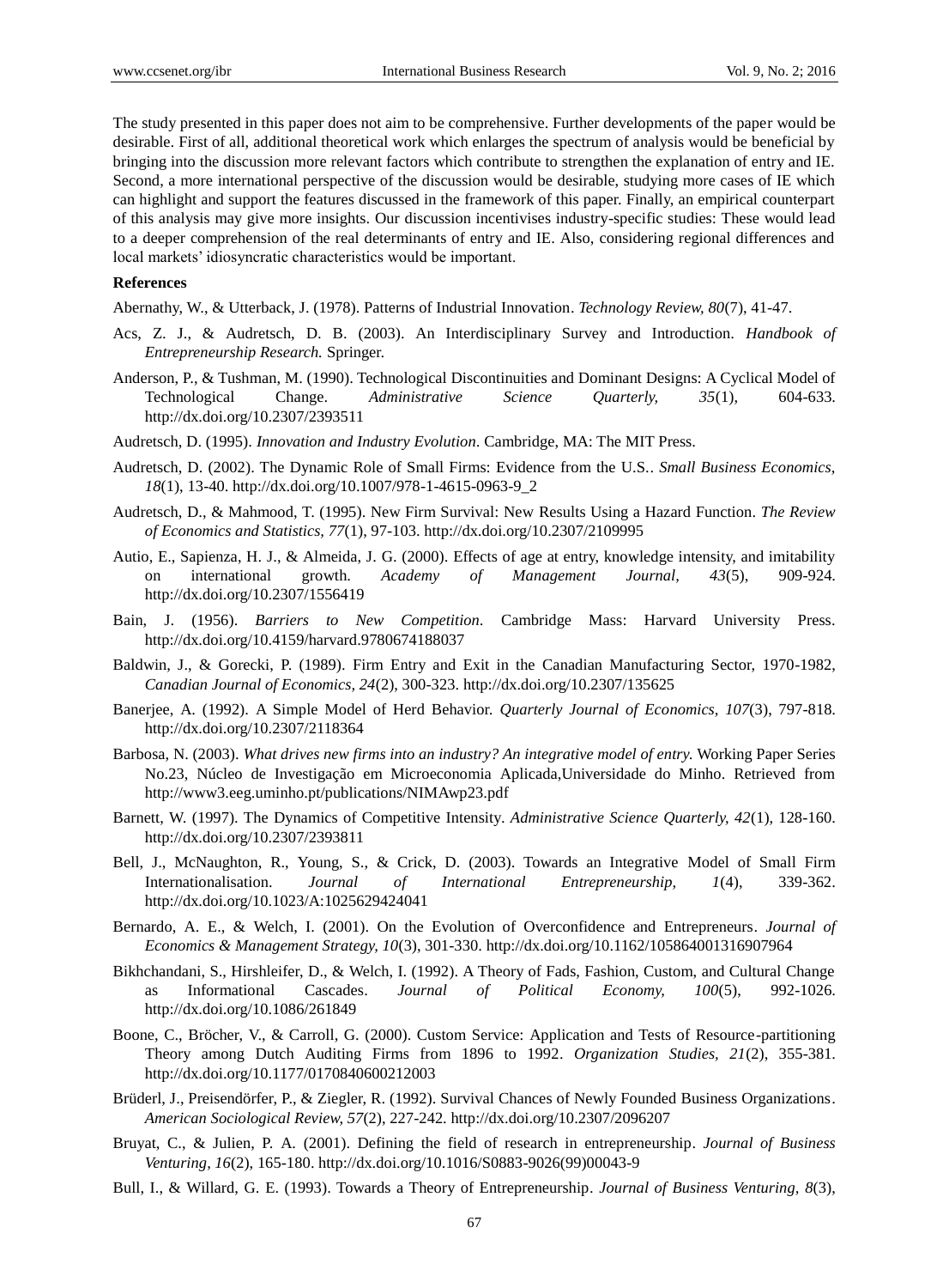The study presented in this paper does not aim to be comprehensive. Further developments of the paper would be desirable. First of all, additional theoretical work which enlarges the spectrum of analysis would be beneficial by bringing into the discussion more relevant factors which contribute to strengthen the explanation of entry and IE. Second, a more international perspective of the discussion would be desirable, studying more cases of IE which can highlight and support the features discussed in the framework of this paper. Finally, an empirical counterpart of this analysis may give more insights. Our discussion incentivises industry-specific studies: These would lead to a deeper comprehension of the real determinants of entry and IE. Also, considering regional differences and local markets' idiosyncratic characteristics would be important.

**References**

Abernathy, W., & Utterback, J. (1978). Patterns of Industrial Innovation. *Technology Review, 80*(7), 41-47.

Acs, Z. J., & Audretsch, D. B. (2003). An Interdisciplinary Survey and Introduction. *Handbook of Entrepreneurship Research.* Springer.

Anderson, P., & Tushman, M. (1990). Technological Discontinuities and Dominant Designs: A Cyclical Model of Technological Change. *Administrative Science Quarterly, 35*(1), 604-633. http://dx.doi.org/10.2307/2393511

Audretsch, D. (1995). *Innovation and Industry Evolution*. Cambridge, MA: The MIT Press.

Audretsch, D. (2002). The Dynamic Role of Small Firms: Evidence from the U.S.. *Small Business Economics, 18*(1), 13-40. http://dx.doi.org/10.1007/978-1-4615-0963-9_2

Audretsch, D., & Mahmood, T. (1995). New Firm Survival: New Results Using a Hazard Function. *The Review of Economics and Statistics, 77*(1), 97-103. http://dx.doi.org/10.2307/2109995

Autio, E., Sapienza, H. J., & Almeida, J. G. (2000). Effects of age at entry, knowledge intensity, and imitability on international growth. *Academy of Management Journal, 43*(5), 909-924. http://dx.doi.org/10.2307/1556419

Bain, J. (1956). *Barriers to New Competition*. Cambridge Mass: Harvard University Press. http://dx.doi.org/10.4159/harvard.9780674188037

Baldwin, J., & Gorecki, P. (1989). Firm Entry and Exit in the Canadian Manufacturing Sector, 1970-1982, *Canadian Journal of Economics, 24*(2), 300-323. http://dx.doi.org/10.2307/135625

Banerjee, A. (1992). A Simple Model of Herd Behavior. *Quarterly Journal of Economics, 107*(3), 797-818. http://dx.doi.org/10.2307/2118364

Barbosa, N. (2003). *What drives new firms into an industry? An integrative model of entry.* Working Paper Series No.23, Núcleo de Investigação em Microeconomia Aplicada,Universidade do Minho. Retrieved from http://www3.eeg.uminho.pt/publications/NIMAwp23.pdf

Barnett, W. (1997). The Dynamics of Competitive Intensity. *Administrative Science Quarterly, 42*(1), 128-160. http://dx.doi.org/10.2307/2393811

Bell, J., McNaughton, R., Young, S., & Crick, D. (2003). Towards an Integrative Model of Small Firm Internationalisation. *Journal of International Entrepreneurship, 1*(4), 339-362. http://dx.doi.org/10.1023/A:1025629424041

Bernardo, A. E., & Welch, I. (2001). On the Evolution of Overconfidence and Entrepreneurs. *Journal of Economics & Management Strategy, 10*(3), 301-330. http://dx.doi.org/10.1162/105864001316907964

Bikhchandani, S., Hirshleifer, D., & Welch, I. (1992). A Theory of Fads, Fashion, Custom, and Cultural Change as Informational Cascades. *Journal of Political Economy, 100*(5), 992-1026. http://dx.doi.org/10.1086/261849

Boone, C., Bröcher, V., & Carroll, G. (2000). Custom Service: Application and Tests of Resource-partitioning Theory among Dutch Auditing Firms from 1896 to 1992. *Organization Studies, 21*(2), 355-381. http://dx.doi.org/10.1177/0170840600212003

Brüderl, J., Preisendörfer, P., & Ziegler, R. (1992). Survival Chances of Newly Founded Business Organizations. *American Sociological Review, 57*(2), 227-242. http://dx.doi.org/10.2307/2096207

Bruyat, C., & Julien, P. A. (2001). Defining the field of research in entrepreneurship. *Journal of Business Venturing, 16*(2), 165-180. http://dx.doi.org/10.1016/S0883-9026(99)00043-9

Bull, I., & Willard, G. E. (1993). Towards a Theory of Entrepreneurship. *Journal of Business Venturing, 8*(3),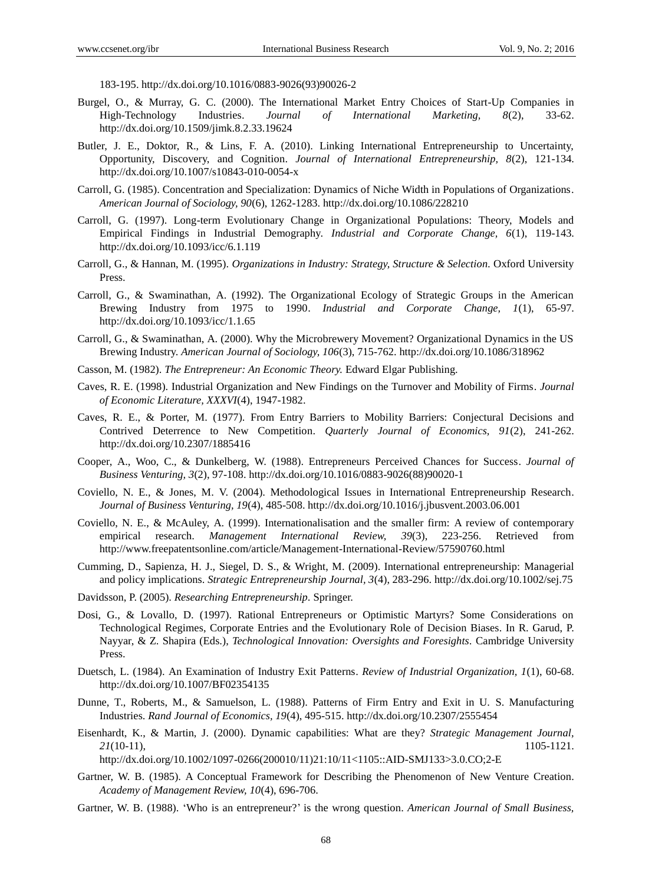183-195. http://dx.doi.org/10.1016/0883-9026(93)90026-2

Burgel, O., & Murray, G. C. (2000). The International Market Entry Choices of Start-Up Companies in High-Technology Industries. *Journal of International Marketing, 8*(2), 33-62. http://dx.doi.org/10.1509/jimk.8.2.33.19624

Butler, J. E., Doktor, R., & Lins, F. A. (2010). Linking International Entrepreneurship to Uncertainty, Opportunity, Discovery, and Cognition. *Journal of International Entrepreneurship, 8*(2), 121-134. http://dx.doi.org/10.1007/s10843-010-0054-x

Carroll, G. (1985). Concentration and Specialization: Dynamics of Niche Width in Populations of Organizations. *American Journal of Sociology, 90*(6), 1262-1283. http://dx.doi.org/10.1086/228210

Carroll, G. (1997). Long-term Evolutionary Change in Organizational Populations: Theory, Models and Empirical Findings in Industrial Demography. *Industrial and Corporate Change, 6*(1), 119-143. http://dx.doi.org/10.1093/icc/6.1.119

Carroll, G., & Hannan, M. (1995). *Organizations in Industry: Strategy, Structure & Selection.* Oxford University Press.

Carroll, G., & Swaminathan, A. (1992). The Organizational Ecology of Strategic Groups in the American Brewing Industry from 1975 to 1990. *Industrial and Corporate Change, 1*(1), 65-97. http://dx.doi.org/10.1093/icc/1.1.65

Carroll, G., & Swaminathan, A. (2000). Why the Microbrewery Movement? Organizational Dynamics in the US Brewing Industry. *American Journal of Sociology, 106*(3), 715-762. http://dx.doi.org/10.1086/318962

Casson, M. (1982). *The Entrepreneur: An Economic Theory.* Edward Elgar Publishing.

Caves, R. E. (1998). Industrial Organization and New Findings on the Turnover and Mobility of Firms. *Journal of Economic Literature, XXXVI*(4), 1947-1982.

Caves, R. E., & Porter, M. (1977). From Entry Barriers to Mobility Barriers: Conjectural Decisions and Contrived Deterrence to New Competition. *Quarterly Journal of Economics, 91*(2), 241-262. http://dx.doi.org/10.2307/1885416

Cooper, A., Woo, C., & Dunkelberg, W. (1988). Entrepreneurs Perceived Chances for Success. *Journal of Business Venturing, 3*(2), 97-108. http://dx.doi.org/10.1016/0883-9026(88)90020-1

Coviello, N. E., & Jones, M. V. (2004). Methodological Issues in International Entrepreneurship Research. *Journal of Business Venturing, 19*(4), 485-508. http://dx.doi.org/10.1016/j.jbusvent.2003.06.001

Coviello, N. E., & McAuley, A. (1999). Internationalisation and the smaller firm: A review of contemporary empirical research. *Management International Review, 39*(3), 223-256. Retrieved from http://www.freepatentsonline.com/article/Management-International-Review/57590760.html

Cumming, D., Sapienza, H. J., Siegel, D. S., & Wright, M. (2009). International entrepreneurship: Managerial and policy implications. *Strategic Entrepreneurship Journal, 3*(4), 283-296. http://dx.doi.org/10.1002/sej.75

Davidsson, P. (2005). *Researching Entrepreneurship.* Springer.

Dosi, G., & Lovallo, D. (1997). Rational Entrepreneurs or Optimistic Martyrs? Some Considerations on Technological Regimes, Corporate Entries and the Evolutionary Role of Decision Biases. In R. Garud, P. Nayyar, & Z. Shapira (Eds.), *Technological Innovation: Oversights and Foresights.* Cambridge University Press.

Duetsch, L. (1984). An Examination of Industry Exit Patterns. *Review of Industrial Organization, 1*(1), 60-68. http://dx.doi.org/10.1007/BF02354135

Dunne, T., Roberts, M., & Samuelson, L. (1988). Patterns of Firm Entry and Exit in U. S. Manufacturing Industries. *Rand Journal of Economics, 19*(4), 495-515. http://dx.doi.org/10.2307/2555454

Eisenhardt, K., & Martin, J. (2000). Dynamic capabilities: What are they? *Strategic Management Journal, 21*(10-11), 1105-1121. http://dx.doi.org/10.1002/1097-0266(200010/11)21:10/11<1105::AID-SMJ133>3.0.CO;2-E

Gartner, W. B. (1985). A Conceptual Framework for Describing the Phenomenon of New Venture Creation. *Academy of Management Review, 10*(4), 696-706.

Gartner, W. B. (1988). 'Who is an entrepreneur?' is the wrong question. *American Journal of Small Business,*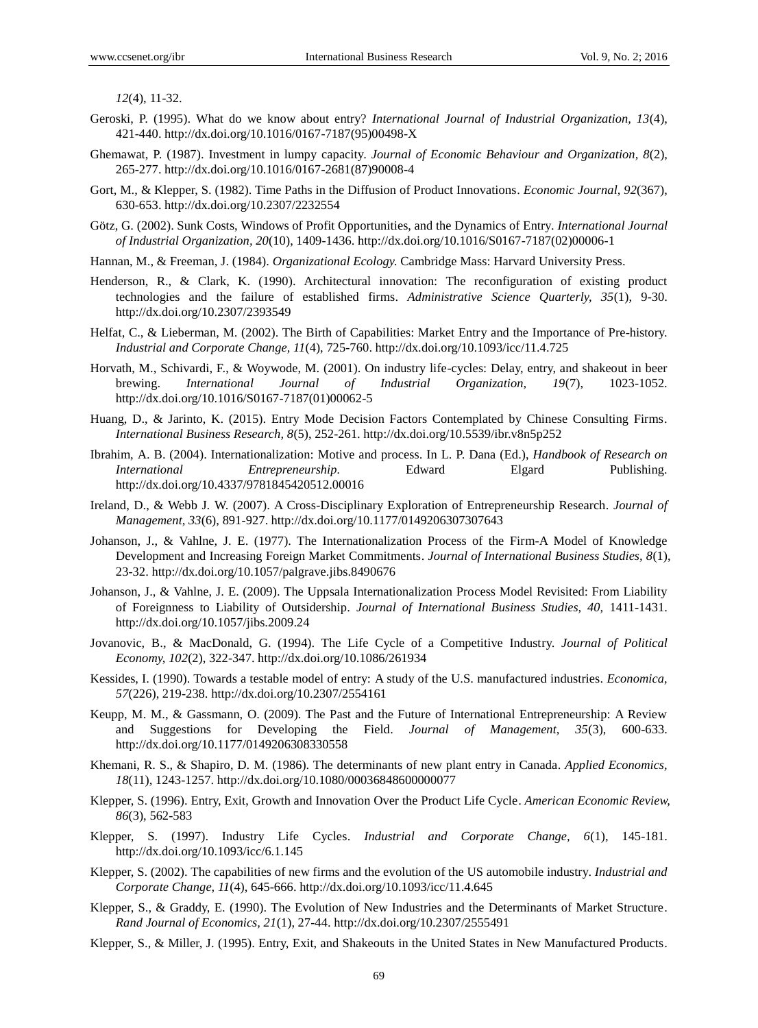*12*(4), 11-32.

Geroski, P. (1995). What do we know about entry? *International Journal of Industrial Organization, 13*(4), 421-440. http://dx.doi.org/10.1016/0167-7187(95)00498-X

Ghemawat, P. (1987). Investment in lumpy capacity. *Journal of Economic Behaviour and Organization, 8*(2), 265-277. http://dx.doi.org/10.1016/0167-2681(87)90008-4

Gort, M., & Klepper, S. (1982). Time Paths in the Diffusion of Product Innovations. *Economic Journal, 92*(367), 630-653. http://dx.doi.org/10.2307/2232554

Götz, G. (2002). Sunk Costs, Windows of Profit Opportunities, and the Dynamics of Entry. *International Journal of Industrial Organization, 20*(10), 1409-1436. http://dx.doi.org/10.1016/S0167-7187(02)00006-1

Hannan, M., & Freeman, J. (1984). *Organizational Ecology.* Cambridge Mass: Harvard University Press.

Henderson, R., & Clark, K. (1990). Architectural innovation: The reconfiguration of existing product technologies and the failure of established firms. *Administrative Science Quarterly, 35*(1), 9-30. http://dx.doi.org/10.2307/2393549

Helfat, C., & Lieberman, M. (2002). The Birth of Capabilities: Market Entry and the Importance of Pre-history. *Industrial and Corporate Change, 11*(4), 725-760. http://dx.doi.org/10.1093/icc/11.4.725

Horvath, M., Schivardi, F., & Woywode, M. (2001). On industry life-cycles: Delay, entry, and shakeout in beer brewing. *International Journal of Industrial Organization, 19*(7), 1023-1052. http://dx.doi.org/10.1016/S0167-7187(01)00062-5

Huang, D., & Jarinto, K. (2015). Entry Mode Decision Factors Contemplated by Chinese Consulting Firms. *International Business Research, 8*(5), 252-261. http://dx.doi.org/10.5539/ibr.v8n5p252

Ibrahim, A. B. (2004). Internationalization: Motive and process. In L. P. Dana (Ed.), *Handbook of Research on International Entrepreneurship.* Edward Elgard Publishing. http://dx.doi.org/10.4337/9781845420512.00016

Ireland, D., & Webb J. W. (2007). A Cross-Disciplinary Exploration of Entrepreneurship Research. *Journal of Management, 33*(6), 891-927. http://dx.doi.org/10.1177/0149206307307643

Johanson, J., & Vahlne, J. E. (1977). The Internationalization Process of the Firm-A Model of Knowledge Development and Increasing Foreign Market Commitments. *Journal of International Business Studies, 8*(1), 23-32. http://dx.doi.org/10.1057/palgrave.jibs.8490676

Johanson, J., & Vahlne, J. E. (2009). The Uppsala Internationalization Process Model Revisited: From Liability of Foreignness to Liability of Outsidership. *Journal of International Business Studies, 40,* 1411-1431. http://dx.doi.org/10.1057/jibs.2009.24

Jovanovic, B., & MacDonald, G. (1994). The Life Cycle of a Competitive Industry. *Journal of Political Economy, 102*(2), 322-347. http://dx.doi.org/10.1086/261934

Kessides, I. (1990). Towards a testable model of entry: A study of the U.S. manufactured industries. *Economica, 57*(226), 219-238. http://dx.doi.org/10.2307/2554161

Keupp, M. M., & Gassmann, O. (2009). The Past and the Future of International Entrepreneurship: A Review and Suggestions for Developing the Field. *Journal of Management, 35*(3), 600-633. http://dx.doi.org/10.1177/0149206308330558

Khemani, R. S., & Shapiro, D. M. (1986). The determinants of new plant entry in Canada. *Applied Economics, 18*(11), 1243-1257. http://dx.doi.org/10.1080/00036848600000077

Klepper, S. (1996). Entry, Exit, Growth and Innovation Over the Product Life Cycle. *American Economic Review, 86*(3), 562-583

Klepper, S. (1997). Industry Life Cycles. *Industrial and Corporate Change, 6*(1), 145-181. http://dx.doi.org/10.1093/icc/6.1.145

Klepper, S. (2002). The capabilities of new firms and the evolution of the US automobile industry. *Industrial and Corporate Change, 11*(4), 645-666. http://dx.doi.org/10.1093/icc/11.4.645

Klepper, S., & Graddy, E. (1990). The Evolution of New Industries and the Determinants of Market Structure. *Rand Journal of Economics, 21*(1), 27-44. http://dx.doi.org/10.2307/2555491

Klepper, S., & Miller, J. (1995). Entry, Exit, and Shakeouts in the United States in New Manufactured Products.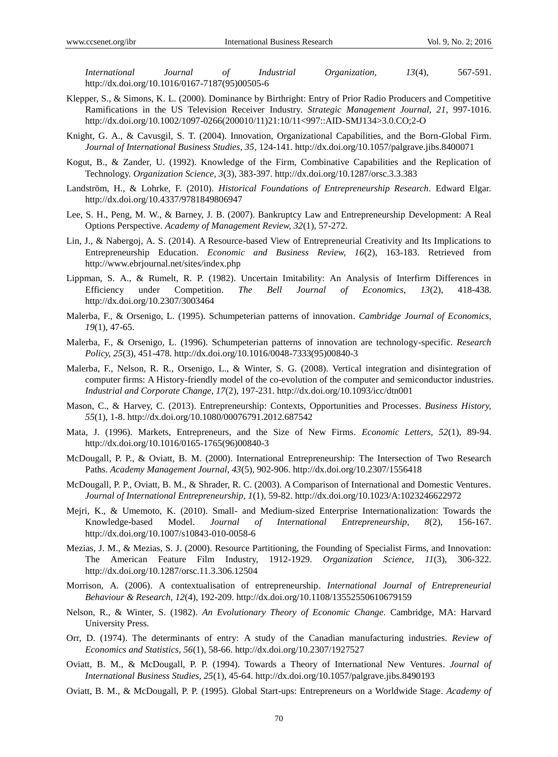*International Journal of Industrial Organization, 13*(4), 567-591. http://dx.doi.org/10.1016/0167-7187(95)00505-6

Klepper, S., & Simons, K. L. (2000). Dominance by Birthright: Entry of Prior Radio Producers and Competitive Ramifications in the US Television Receiver Industry. *Strategic Management Journal, 21*, 997-1016. http://dx.doi.org/10.1002/1097-0266(200010/11)21:10/11<997::AID-SMJ134>3.0.CO;2-O

Knight, G. A., & Cavusgil, S. T. (2004). Innovation, Organizational Capabilities, and the Born-Global Firm. *Journal of International Business Studies, 35*, 124-141. http://dx.doi.org/10.1057/palgrave.jibs.8400071

Kogut, B., & Zander, U. (1992). Knowledge of the Firm, Combinative Capabilities and the Replication of Technology. *Organization Science, 3*(3), 383-397. http://dx.doi.org/10.1287/orsc.3.3.383

Landström, H., & Lohrke, F. (2010). *Historical Foundations of Entrepreneurship Research*. Edward Elgar. http://dx.doi.org/10.4337/9781849806947

Lee, S. H., Peng, M. W., & Barney, J. B. (2007). Bankruptcy Law and Entrepreneurship Development: A Real Options Perspective. *Academy of Management Review, 32*(1), 57-272.

Lin, J., & Nabergoj, A. S. (2014). A Resource-based View of Entrepreneurial Creativity and Its Implications to Entrepreneurship Education. *Economic and Business Review, 16*(2), 163-183. Retrieved from http://www.ebrjournal.net/sites/index.php

Lippman, S. A., & Rumelt, R. P. (1982). Uncertain Imitability: An Analysis of Interfirm Differences in Efficiency under Competition. *The Bell Journal of Economics, 13*(2), 418-438. http://dx.doi.org/10.2307/3003464

Malerba, F., & Orsenigo, L. (1995). Schumpeterian patterns of innovation. *Cambridge Journal of Economics, 19*(1), 47-65.

Malerba, F., & Orsenigo, L. (1996). Schumpeterian patterns of innovation are technology-specific. *Research Policy, 25*(3), 451-478. http://dx.doi.org/10.1016/0048-7333(95)00840-3

Malerba, F., Nelson, R. R., Orsenigo, L., & Winter, S. G. (2008). Vertical integration and disintegration of computer firms: A History-friendly model of the co-evolution of the computer and semiconductor industries. *Industrial and Corporate Change, 17*(2), 197-231. http://dx.doi.org/10.1093/icc/dtn001

Mason, C., & Harvey, C. (2013). Entrepreneurship: Contexts, Opportunities and Processes. *Business History, 55*(1), 1-8. http://dx.doi.org/10.1080/00076791.2012.687542

Mata, J. (1996). Markets, Entrepreneurs, and the Size of New Firms. *Economic Letters, 52*(1), 89-94. http://dx.doi.org/10.1016/0165-1765(96)00840-3

McDougall, P. P., & Oviatt, B. M. (2000). International Entrepreneurship: The Intersection of Two Research Paths. *Academy Management Journal, 43*(5), 902-906. http://dx.doi.org/10.2307/1556418

McDougall, P. P., Oviatt, B. M., & Shrader, R. C. (2003). A Comparison of International and Domestic Ventures. *Journal of International Entrepreneurship, 1*(1), 59-82. http://dx.doi.org/10.1023/A:1023246622972

Mejri, K., & Umemoto, K. (2010). Small- and Medium-sized Enterprise Internationalization: Towards the Knowledge-based Model. *Journal of International Entrepreneurship, 8*(2), 156-167. http://dx.doi.org/10.1007/s10843-010-0058-6

Mezias, J. M., & Mezias, S. J. (2000). Resource Partitioning, the Founding of Specialist Firms, and Innovation: The American Feature Film Industry, 1912-1929. *Organization Science, 11*(3), 306-322. http://dx.doi.org/10.1287/orsc.11.3.306.12504

Morrison, A. (2006). A contextualisation of entrepreneurship. *International Journal of Entrepreneurial Behaviour & Research, 12*(4), 192-209. http://dx.doi.org/10.1108/13552550610679159

Nelson, R., & Winter, S. (1982). *An Evolutionary Theory of Economic Change*. Cambridge, MA: Harvard University Press.

Orr, D. (1974). The determinants of entry: A study of the Canadian manufacturing industries. *Review of Economics and Statistics, 56*(1), 58-66. http://dx.doi.org/10.2307/1927527

Oviatt, B. M., & McDougall, P. P. (1994). Towards a Theory of International New Ventures. *Journal of International Business Studies, 25*(1), 45-64. http://dx.doi.org/10.1057/palgrave.jibs.8490193

Oviatt, B. M., & McDougall, P. P. (1995). Global Start-ups: Entrepreneurs on a Worldwide Stage. *Academy of*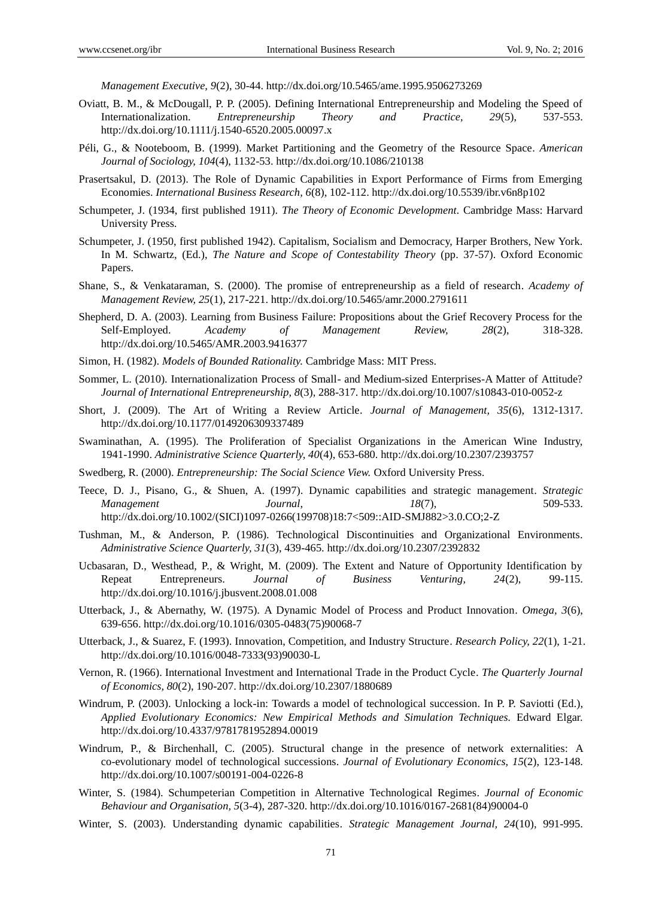*Management Executive, 9*(2), 30-44. http://dx.doi.org/10.5465/ame.1995.9506273269

Oviatt, B. M., & McDougall, P. P. (2005). Defining International Entrepreneurship and Modeling the Speed of Internationalization. *Entrepreneurship Theory and Practice, 29*(5), 537-553. http://dx.doi.org/10.1111/j.1540-6520.2005.00097.x

Péli, G., & Nooteboom, B. (1999). Market Partitioning and the Geometry of the Resource Space. *American Journal of Sociology, 104*(4), 1132-53. http://dx.doi.org/10.1086/210138

Prasertsakul, D. (2013). The Role of Dynamic Capabilities in Export Performance of Firms from Emerging Economies. *International Business Research, 6*(8), 102-112. http://dx.doi.org/10.5539/ibr.v6n8p102

Schumpeter, J. (1934, first published 1911). *The Theory of Economic Development.* Cambridge Mass: Harvard University Press.

Schumpeter, J. (1950, first published 1942). Capitalism, Socialism and Democracy, Harper Brothers, New York. In M. Schwartz, (Ed.), *The Nature and Scope of Contestability Theory* (pp. 37-57). Oxford Economic Papers.

Shane, S., & Venkataraman, S. (2000). The promise of entrepreneurship as a field of research. *Academy of Management Review, 25*(1), 217-221. http://dx.doi.org/10.5465/amr.2000.2791611

Shepherd, D. A. (2003). Learning from Business Failure: Propositions about the Grief Recovery Process for the Self-Employed. *Academy of Management Review, 28*(2), 318-328. http://dx.doi.org/10.5465/AMR.2003.9416377

Simon, H. (1982). *Models of Bounded Rationality.* Cambridge Mass: MIT Press.

Sommer, L. (2010). Internationalization Process of Small- and Medium-sized Enterprises-A Matter of Attitude? *Journal of International Entrepreneurship, 8*(3), 288-317. http://dx.doi.org/10.1007/s10843-010-0052-z

Short, J. (2009). The Art of Writing a Review Article. *Journal of Management, 35*(6), 1312-1317. http://dx.doi.org/10.1177/0149206309337489

Swaminathan, A. (1995). The Proliferation of Specialist Organizations in the American Wine Industry, 1941-1990. *Administrative Science Quarterly, 40*(4), 653-680. http://dx.doi.org/10.2307/2393757

Swedberg, R. (2000). *Entrepreneurship: The Social Science View.* Oxford University Press.

Teece, D. J., Pisano, G., & Shuen, A. (1997). Dynamic capabilities and strategic management. *Strategic Management Journal, 18*(7), 509-533. http://dx.doi.org/10.1002/(SICI)1097-0266(199708)18:7<509::AID-SMJ882>3.0.CO;2-Z

Tushman, M., & Anderson, P. (1986). Technological Discontinuities and Organizational Environments. *Administrative Science Quarterly, 31*(3), 439-465. http://dx.doi.org/10.2307/2392832

Ucbasaran, D., Westhead, P., & Wright, M. (2009). The Extent and Nature of Opportunity Identification by Repeat Entrepreneurs. *Journal of Business Venturing, 24*(2), 99-115. http://dx.doi.org/10.1016/j.jbusvent.2008.01.008

Utterback, J., & Abernathy, W. (1975). A Dynamic Model of Process and Product Innovation. *Omega, 3*(6), 639-656. http://dx.doi.org/10.1016/0305-0483(75)90068-7

Utterback, J., & Suarez, F. (1993). Innovation, Competition, and Industry Structure. *Research Policy, 22*(1), 1-21. http://dx.doi.org/10.1016/0048-7333(93)90030-L

Vernon, R. (1966). International Investment and International Trade in the Product Cycle. *The Quarterly Journal of Economics, 80*(2), 190-207. http://dx.doi.org/10.2307/1880689

Windrum, P. (2003). Unlocking a lock-in: Towards a model of technological succession. In P. P. Saviotti (Ed.), *Applied Evolutionary Economics: New Empirical Methods and Simulation Techniques.* Edward Elgar. http://dx.doi.org/10.4337/9781781952894.00019

Windrum, P., & Birchenhall, C. (2005). Structural change in the presence of network externalities: A co-evolutionary model of technological successions. *Journal of Evolutionary Economics, 15*(2), 123-148. http://dx.doi.org/10.1007/s00191-004-0226-8

Winter, S. (1984). Schumpeterian Competition in Alternative Technological Regimes. *Journal of Economic Behaviour and Organisation, 5*(3-4), 287-320. http://dx.doi.org/10.1016/0167-2681(84)90004-0

Winter, S. (2003). Understanding dynamic capabilities. *Strategic Management Journal, 24*(10), 991-995.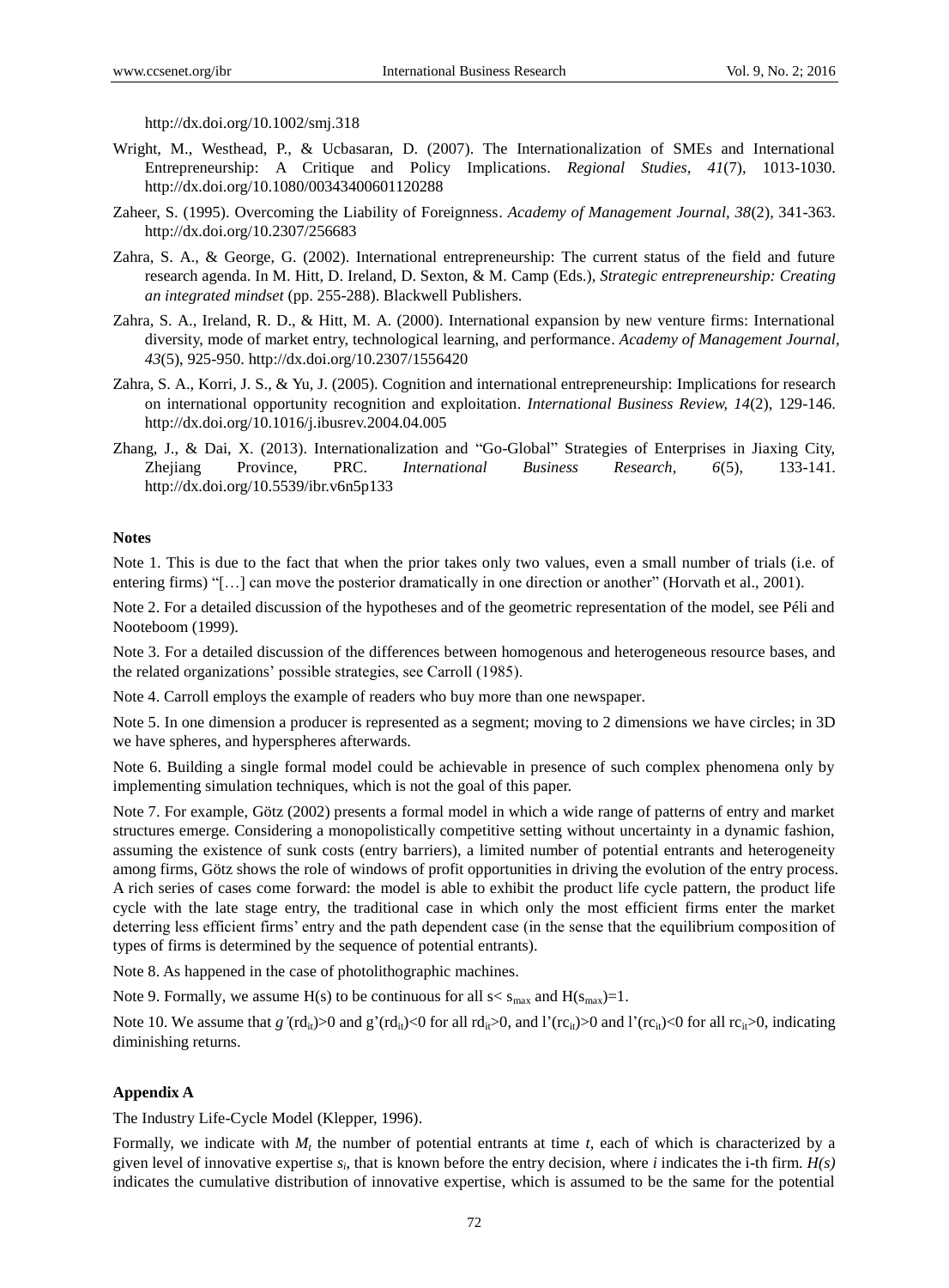http://dx.doi.org/10.1002/smj.318

Wright, M., Westhead, P., & Ucbasaran, D. (2007). The Internationalization of SMEs and International Entrepreneurship: A Critique and Policy Implications. *Regional Studies, 41*(7), 1013-1030. http://dx.doi.org/10.1080/00343400601120288

Zaheer, S. (1995). Overcoming the Liability of Foreignness. *Academy of Management Journal, 38*(2), 341-363. http://dx.doi.org/10.2307/256683

Zahra, S. A., & George, G. (2002). International entrepreneurship: The current status of the field and future research agenda. In M. Hitt, D. Ireland, D. Sexton, & M. Camp (Eds.), *Strategic entrepreneurship: Creating an integrated mindset* (pp. 255-288). Blackwell Publishers.

Zahra, S. A., Ireland, R. D., & Hitt, M. A. (2000). International expansion by new venture firms: International diversity, mode of market entry, technological learning, and performance. *Academy of Management Journal, 43*(5), 925-950. http://dx.doi.org/10.2307/1556420

Zahra, S. A., Korri, J. S., & Yu, J. (2005). Cognition and international entrepreneurship: Implications for research on international opportunity recognition and exploitation. *International Business Review, 14*(2), 129-146. http://dx.doi.org/10.1016/j.ibusrev.2004.04.005

Zhang, J., & Dai, X. (2013). Internationalization and "Go-Global" Strategies of Enterprises in Jiaxing City, Zhejiang Province, PRC. *International Business Research, 6*(5), 133-141. http://dx.doi.org/10.5539/ibr.v6n5p133

**Notes**

Note 1. This is due to the fact that when the prior takes only two values, even a small number of trials (i.e. of entering firms) "[…] can move the posterior dramatically in one direction or another" (Horvath et al., 2001).

Note 2. For a detailed discussion of the hypotheses and of the geometric representation of the model, see Péli and Nooteboom (1999).

Note 3. For a detailed discussion of the differences between homogenous and heterogeneous resource bases, and the related organizations' possible strategies, see Carroll (1985).

Note 4. Carroll employs the example of readers who buy more than one newspaper.

Note 5. In one dimension a producer is represented as a segment; moving to 2 dimensions we have circles; in 3D we have spheres, and hyperspheres afterwards.

Note 6. Building a single formal model could be achievable in presence of such complex phenomena only by implementing simulation techniques, which is not the goal of this paper.

Note 7. For example, Götz (2002) presents a formal model in which a wide range of patterns of entry and market structures emerge. Considering a monopolistically competitive setting without uncertainty in a dynamic fashion, assuming the existence of sunk costs (entry barriers), a limited number of potential entrants and heterogeneity among firms, Götz shows the role of windows of profit opportunities in driving the evolution of the entry process. A rich series of cases come forward: the model is able to exhibit the product life cycle pattern, the product life cycle with the late stage entry, the traditional case in which only the most efficient firms enter the market deterring less efficient firms' entry and the path dependent case (in the sense that the equilibrium composition of types of firms is determined by the sequence of potential entrants).

Note 8. As happened in the case of photolithographic machines.

Note 9. Formally, we assume $H(s)$ to be continuous for all $s< s_{max}$ and $H(s_{max})=1$.

Note 10. We assume that $g'(rd_{it})>0$ and $g'(rd_{it})<0$ for all $rd_{it}>0$, and $l'(rc_{it})>0$ and $l'(rc_{it})<0$ for all $rc_{it}>0$, indicating diminishing returns.

**Appendix A**

The Industry Life-Cycle Model (Klepper, 1996).

Formally, we indicate with $M_t$ the number of potential entrants at time $t$, each of which is characterized by a given level of innovative expertise $s_i$, that is known before the entry decision, where $i$ indicates the i-th firm. $H(s)$ indicates the cumulative distribution of innovative expertise, which is assumed to be the same for the potential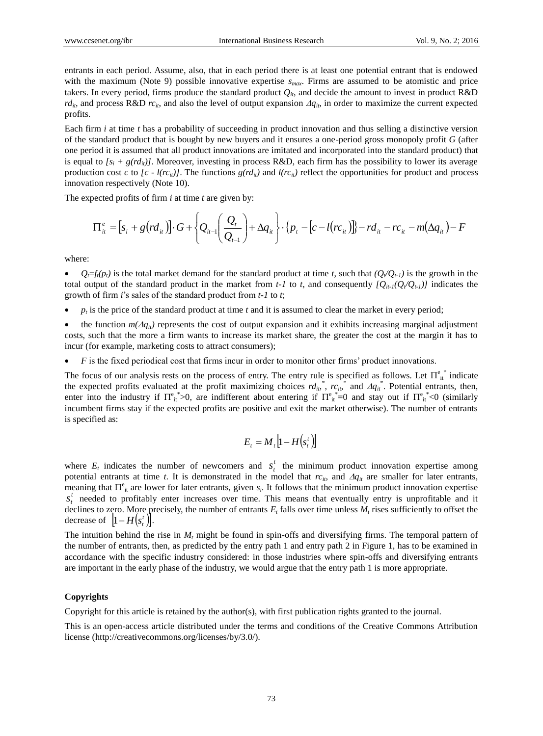entrants in each period. Assume, also, that in each period there is at least one potential entrant that is endowed with the maximum (Note 9) possible innovative expertise $s_{max}$. Firms are assumed to be atomistic and price takers. In every period, firms produce the standard product $Q_{it}$, and decide the amount to invest in product R&D $rd_{it}$, and process R&D $rc_{it}$, and also the level of output expansion $\Delta q_{it}$, in order to maximize the current expected profits.

Each firm *i* at time *t* has a probability of succeeding in product innovation and thus selling a distinctive version of the standard product that is bought by new buyers and it ensures a one-period gross monopoly profit *G* (after one period it is assumed that all product innovations are imitated and incorporated into the standard product) that is equal to $[s_i + g(rd_{it})]$. Moreover, investing in process R&D, each firm has the possibility to lower its average production cost *c* to $[c - l(rc_{it})]$. The functions $g(rd_{it})$ and $l(rc_{it})$ reflect the opportunities for product and process innovation respectively (Note 10).

The expected profits of firm *i* at time *t* are given by:

$$\Pi_{it}^{e} = \left[s_i + g\left(rd_{it}\right)\right]\cdot G + \left\{Q_{it-1}\left(\frac{Q_t}{Q_{t-1}}\right) + \Delta q_{it}\right\}\cdot\left\{p_t - \left[c - l\left(rc_{it}\right)\right]\right\} - rd_{it} - rc_{it} - m\left(\Delta q_{it}\right) - F$$

where:

- $Q_t = f_t(p_t)$ is the total market demand for the standard product at time *t*, such that $(Q_t/Q_{t-1})$ is the growth in the total output of the standard product in the market from *t-1* to *t*, and consequently $[Q_{it-1}(Q_t/Q_{t-1})]$ indicates the growth of firm *i*'s sales of the standard product from *t-1* to *t*;
- $p_t$ is the price of the standard product at time *t* and it is assumed to clear the market in every period;
- the function $m(\Delta q_{it})$ represents the cost of output expansion and it exhibits increasing marginal adjustment costs, such that the more a firm wants to increase its market share, the greater the cost at the margin it has to incur (for example, marketing costs to attract consumers);
- *F* is the fixed periodical cost that firms incur in order to monitor other firms' product innovations.

The focus of our analysis rests on the process of entry. The entry rule is specified as follows. Let $\Pi^{e*}_{it}$ indicate the expected profits evaluated at the profit maximizing choices $rd_{it}^*$, $rc_{it}^*$ and $\Delta q_{it}^*$. Potential entrants, then, enter into the industry if $\Pi^{e*}_{it}>0$, are indifferent about entering if $\Pi^{e*}_{it}=0$ and stay out if $\Pi^{e*}_{it}<0$ (similarly incumbent firms stay if the expected profits are positive and exit the market otherwise). The number of entrants is specified as:

$$E_t = M_t\left[1 - H\left(s_t^t\right)\right]$$

where $E_t$ indicates the number of newcomers and $s_t^t$ the minimum product innovation expertise among potential entrants at time *t*. It is demonstrated in the model that $rc_{it}$, and $\Delta q_{it}$ are smaller for later entrants, meaning that $\Pi^{e}_{it}$ are lower for later entrants, given $s_i$. It follows that the minimum product innovation expertise $s_t^t$ needed to profitably enter increases over time. This means that eventually entry is unprofitable and it declines to zero. More precisely, the number of entrants $E_t$ falls over time unless $M_t$ rises sufficiently to offset the decrease of $\left[1 - H\left(s_t^t\right)\right]$.

The intuition behind the rise in $M_t$ might be found in spin-offs and diversifying firms. The temporal pattern of the number of entrants, then, as predicted by the entry path 1 and entry path 2 in Figure 1, has to be examined in accordance with the specific industry considered: in those industries where spin-offs and diversifying entrants are important in the early phase of the industry, we would argue that the entry path 1 is more appropriate.

## Copyrights

Copyright for this article is retained by the author(s), with first publication rights granted to the journal.

This is an open-access article distributed under the terms and conditions of the Creative Commons Attribution license (http://creativecommons.org/licenses/by/3.0/).